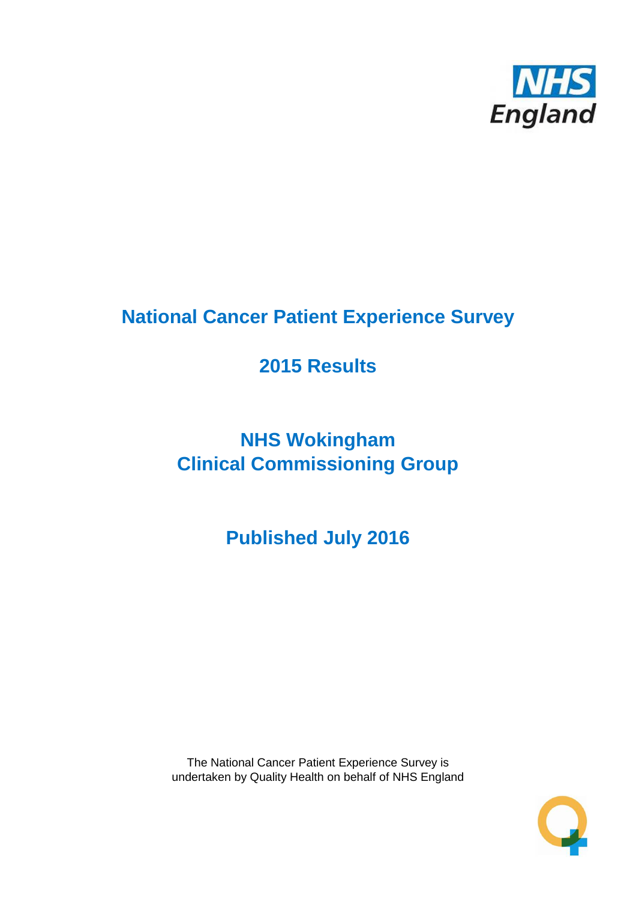# National Cancer Patient Experience Survey

## 2015 Results

## NHS Wokingham Clinical Commissioning Group

## Published July 2016

The National Cancer Patient Experience Survey is undertaken by Quality Health on behalf of NHS England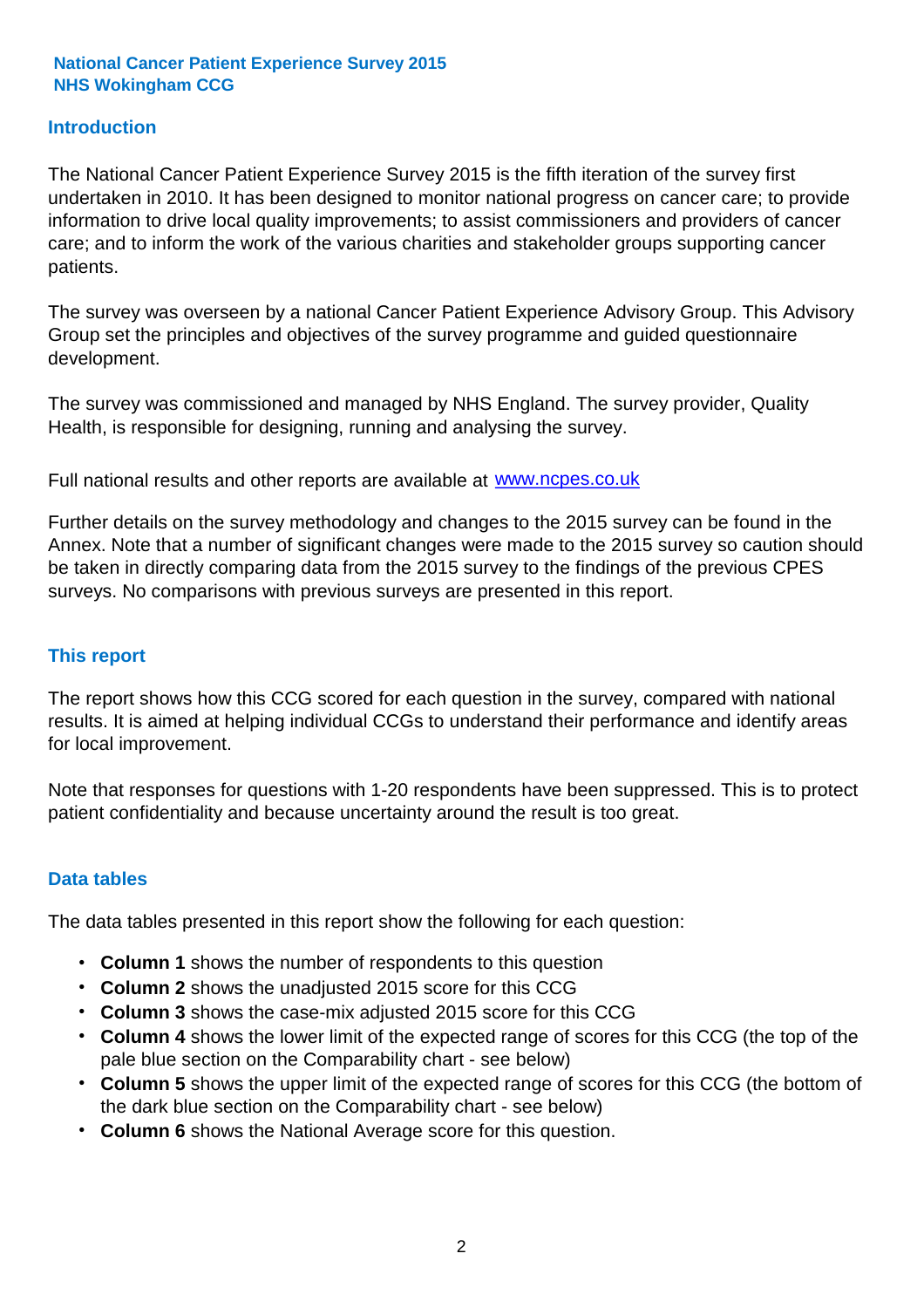**National Cancer Patient Experience Survey 2015**
**NHS Wokingham CCG**

## Introduction

The National Cancer Patient Experience Survey 2015 is the fifth iteration of the survey first undertaken in 2010. It has been designed to monitor national progress on cancer care; to provide information to drive local quality improvements; to assist commissioners and providers of cancer care; and to inform the work of the various charities and stakeholder groups supporting cancer patients.

The survey was overseen by a national Cancer Patient Experience Advisory Group. This Advisory Group set the principles and objectives of the survey programme and guided questionnaire development.

The survey was commissioned and managed by NHS England. The survey provider, Quality Health, is responsible for designing, running and analysing the survey.

Full national results and other reports are available at [www.ncpes.co.uk](http://www.ncpes.co.uk)

Further details on the survey methodology and changes to the 2015 survey can be found in the Annex. Note that a number of significant changes were made to the 2015 survey so caution should be taken in directly comparing data from the 2015 survey to the findings of the previous CPES surveys. No comparisons with previous surveys are presented in this report.

## This report

The report shows how this CCG scored for each question in the survey, compared with national results. It is aimed at helping individual CCGs to understand their performance and identify areas for local improvement.

Note that responses for questions with 1-20 respondents have been suppressed. This is to protect patient confidentiality and because uncertainty around the result is too great.

## Data tables

The data tables presented in this report show the following for each question:

- **Column 1** shows the number of respondents to this question
- **Column 2** shows the unadjusted 2015 score for this CCG
- **Column 3** shows the case-mix adjusted 2015 score for this CCG
- **Column 4** shows the lower limit of the expected range of scores for this CCG (the top of the pale blue section on the Comparability chart - see below)
- **Column 5** shows the upper limit of the expected range of scores for this CCG (the bottom of the dark blue section on the Comparability chart - see below)
- **Column 6** shows the National Average score for this question.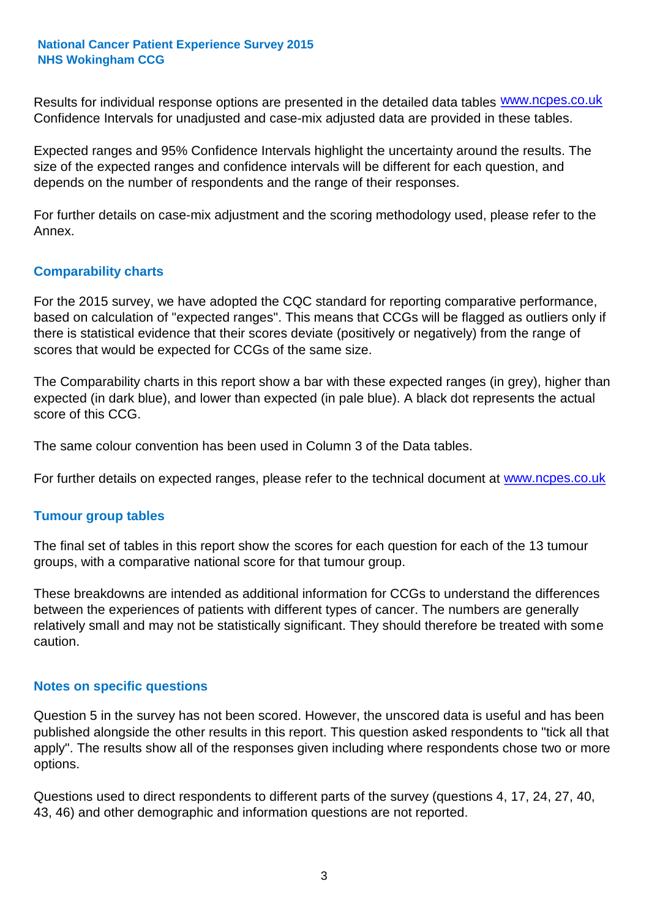Results for individual response options are presented in the detailed data tables www.ncpes.co.uk Confidence Intervals for unadjusted and case-mix adjusted data are provided in these tables.

Expected ranges and 95% Confidence Intervals highlight the uncertainty around the results. The size of the expected ranges and confidence intervals will be different for each question, and depends on the number of respondents and the range of their responses.

For further details on case-mix adjustment and the scoring methodology used, please refer to the Annex.

## Comparability charts

For the 2015 survey, we have adopted the CQC standard for reporting comparative performance, based on calculation of "expected ranges". This means that CCGs will be flagged as outliers only if there is statistical evidence that their scores deviate (positively or negatively) from the range of scores that would be expected for CCGs of the same size.

The Comparability charts in this report show a bar with these expected ranges (in grey), higher than expected (in dark blue), and lower than expected (in pale blue). A black dot represents the actual score of this CCG.

The same colour convention has been used in Column 3 of the Data tables.

For further details on expected ranges, please refer to the technical document at www.ncpes.co.uk

## Tumour group tables

The final set of tables in this report show the scores for each question for each of the 13 tumour groups, with a comparative national score for that tumour group.

These breakdowns are intended as additional information for CCGs to understand the differences between the experiences of patients with different types of cancer. The numbers are generally relatively small and may not be statistically significant. They should therefore be treated with some caution.

## Notes on specific questions

Question 5 in the survey has not been scored. However, the unscored data is useful and has been published alongside the other results in this report. This question asked respondents to "tick all that apply". The results show all of the responses given including where respondents chose two or more options.

Questions used to direct respondents to different parts of the survey (questions 4, 17, 24, 27, 40, 43, 46) and other demographic and information questions are not reported.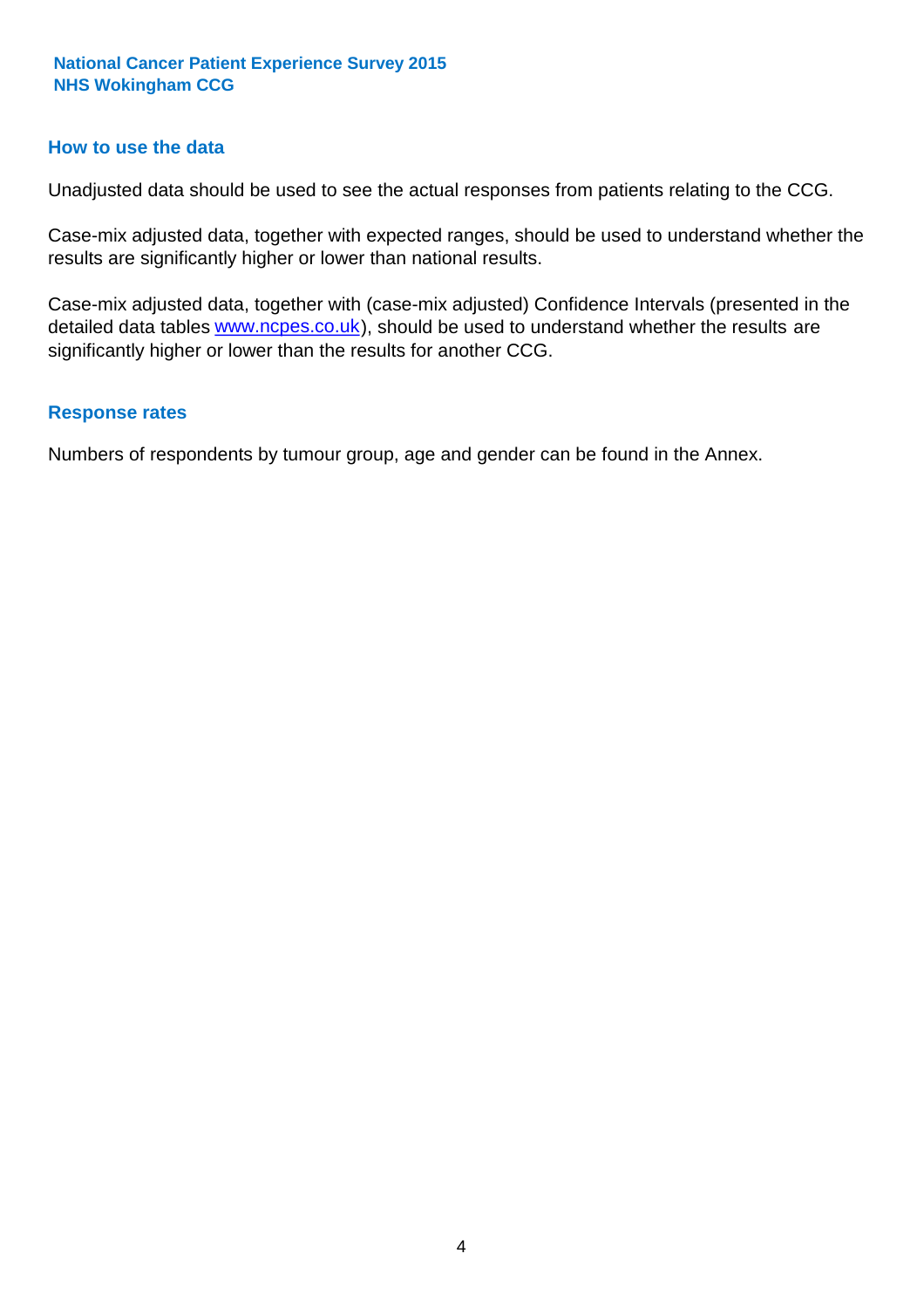## How to use the data

Unadjusted data should be used to see the actual responses from patients relating to the CCG.

Case-mix adjusted data, together with expected ranges, should be used to understand whether the results are significantly higher or lower than national results.

Case-mix adjusted data, together with (case-mix adjusted) Confidence Intervals (presented in the detailed data tables www.ncpes.co.uk), should be used to understand whether the results are significantly higher or lower than the results for another CCG.

## Response rates

Numbers of respondents by tumour group, age and gender can be found in the Annex.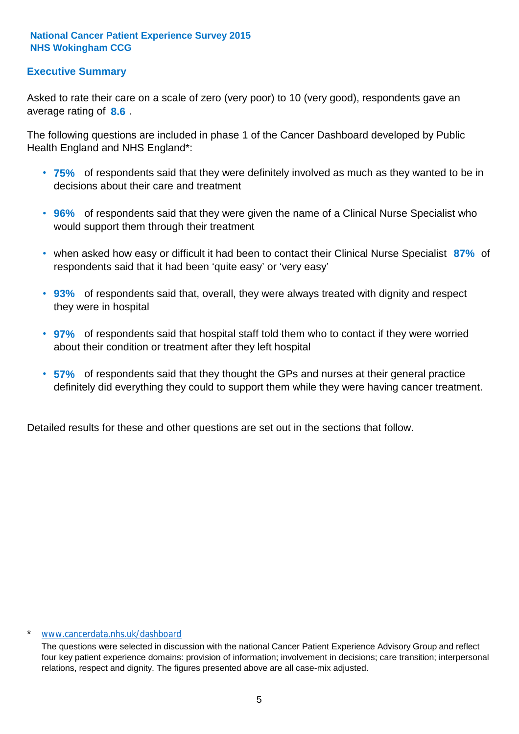**National Cancer Patient Experience Survey 2015**
**NHS Wokingham CCG**

## Executive Summary

Asked to rate their care on a scale of zero (very poor) to 10 (very good), respondents gave an average rating of **8.6** .

The following questions are included in phase 1 of the Cancer Dashboard developed by Public Health England and NHS England*:

- **75%** of respondents said that they were definitely involved as much as they wanted to be in decisions about their care and treatment
- **96%** of respondents said that they were given the name of a Clinical Nurse Specialist who would support them through their treatment
- when asked how easy or difficult it had been to contact their Clinical Nurse Specialist **87%** of respondents said that it had been 'quite easy' or 'very easy'
- **93%** of respondents said that, overall, they were always treated with dignity and respect they were in hospital
- **97%** of respondents said that hospital staff told them who to contact if they were worried about their condition or treatment after they left hospital
- **57%** of respondents said that they thought the GPs and nurses at their general practice definitely did everything they could to support them while they were having cancer treatment.

Detailed results for these and other questions are set out in the sections that follow.

\* www.cancerdata.nhs.uk/dashboard

The questions were selected in discussion with the national Cancer Patient Experience Advisory Group and reflect four key patient experience domains: provision of information; involvement in decisions; care transition; interpersonal relations, respect and dignity. The figures presented above are all case-mix adjusted.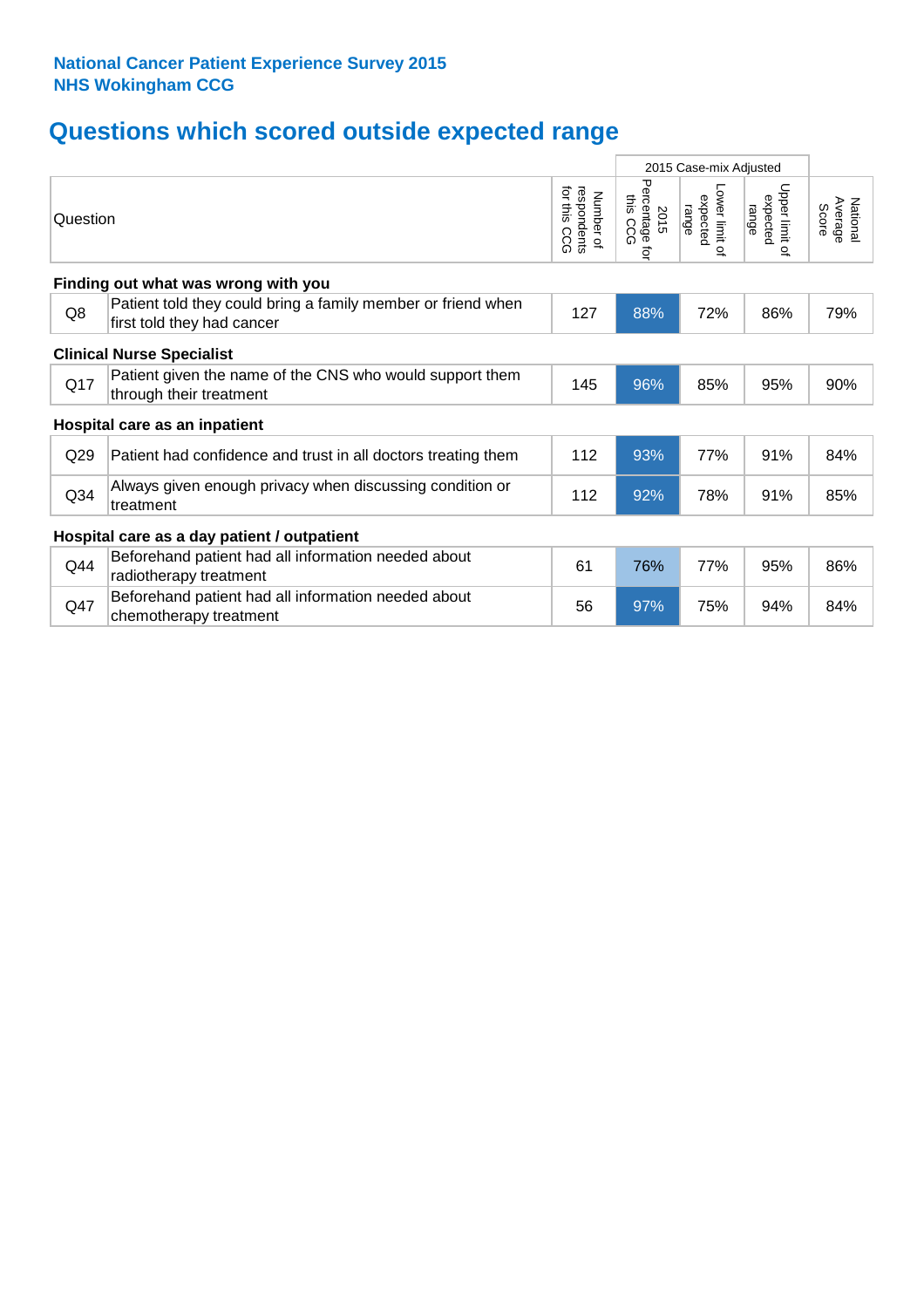**National Cancer Patient Experience Survey 2015**
**NHS Wokingham CCG**

## Questions which scored outside expected range

| | Question | Number of respondents for this CCG | 2015 Case-mix Adjusted: 2015 Percentage for this CCG | 2015 Case-mix Adjusted: Lower limit of expected range | 2015 Case-mix Adjusted: Upper limit of expected range | National Average Score |
|---|---|---|---|---|---|---|
| **Finding out what was wrong with you** | | | | | | |
| Q8 | Patient told they could bring a family member or friend when first told they had cancer | 127 | 88% | 72% | 86% | 79% |
| **Clinical Nurse Specialist** | | | | | | |
| Q17 | Patient given the name of the CNS who would support them through their treatment | 145 | 96% | 85% | 95% | 90% |
| **Hospital care as an inpatient** | | | | | | |
| Q29 | Patient had confidence and trust in all doctors treating them | 112 | 93% | 77% | 91% | 84% |
| Q34 | Always given enough privacy when discussing condition or treatment | 112 | 92% | 78% | 91% | 85% |
| **Hospital care as a day patient / outpatient** | | | | | | |
| Q44 | Beforehand patient had all information needed about radiotherapy treatment | 61 | 76% | 77% | 95% | 86% |
| Q47 | Beforehand patient had all information needed about chemotherapy treatment | 56 | 97% | 75% | 94% | 84% |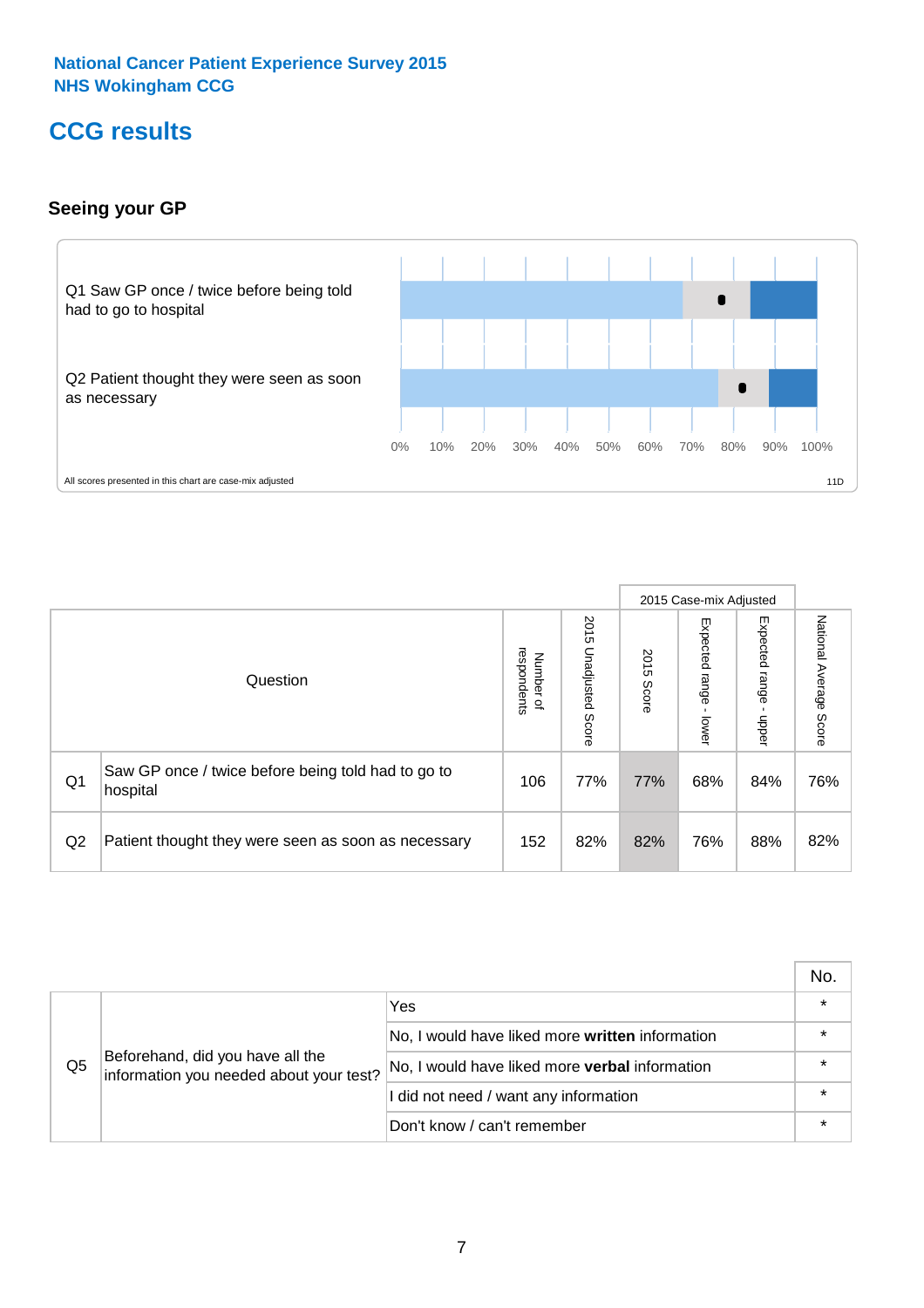National Cancer Patient Experience Survey 2015
NHS Wokingham CCG

# CCG results

## Seeing your GP

Q1 Saw GP once / twice before being told had to go to hospital

Q2 Patient thought they were seen as soon as necessary

0% 10% 20% 30% 40% 50% 60% 70% 80% 90% 100%

All scores presented in this chart are case-mix adjusted

11D

| | Question | Number of respondents | 2015 Unadjusted Score | 2015 Case-mix Adjusted: 2015 Score | 2015 Case-mix Adjusted: Expected range - lower | 2015 Case-mix Adjusted: Expected range - upper | National Average Score |
|---|---|---|---|---|---|---|---|
| Q1 | Saw GP once / twice before being told had to go to hospital | 106 | 77% | 77% | 68% | 84% | 76% |
| Q2 | Patient thought they were seen as soon as necessary | 152 | 82% | 82% | 76% | 88% | 82% |

| | | | No. |
|---|---|---|---|
| Q5 | Beforehand, did you have all the information you needed about your test? | Yes | * |
| | | No, I would have liked more **written** information | * |
| | | No, I would have liked more **verbal** information | * |
| | | I did not need / want any information | * |
| | | Don't know / can't remember | * |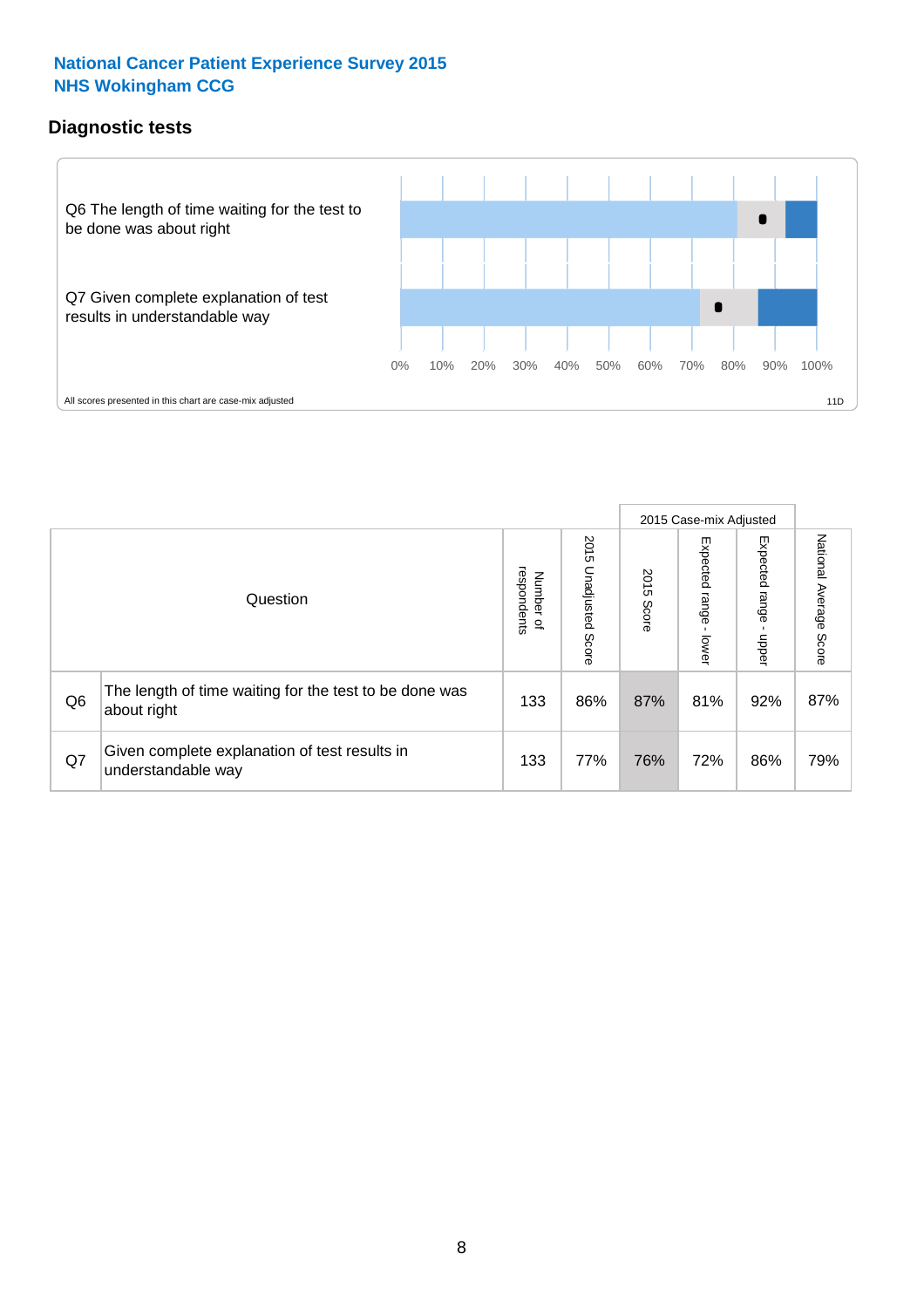**National Cancer Patient Experience Survey 2015**
**NHS Wokingham CCG**

## Diagnostic tests

Q6 The length of time waiting for the test to be done was about right

Q7 Given complete explanation of test results in understandable way

0% 10% 20% 30% 40% 50% 60% 70% 80% 90% 100%

All scores presented in this chart are case-mix adjusted

11D

| Question | | Number of respondents | 2015 Unadjusted Score | 2015 Case-mix Adjusted 2015 Score | 2015 Case-mix Adjusted Expected range - lower | 2015 Case-mix Adjusted Expected range - upper | National Average Score |
|---|---|---|---|---|---|---|---|
| Q6 | The length of time waiting for the test to be done was about right | 133 | 86% | 87% | 81% | 92% | 87% |
| Q7 | Given complete explanation of test results in understandable way | 133 | 77% | 76% | 72% | 86% | 79% |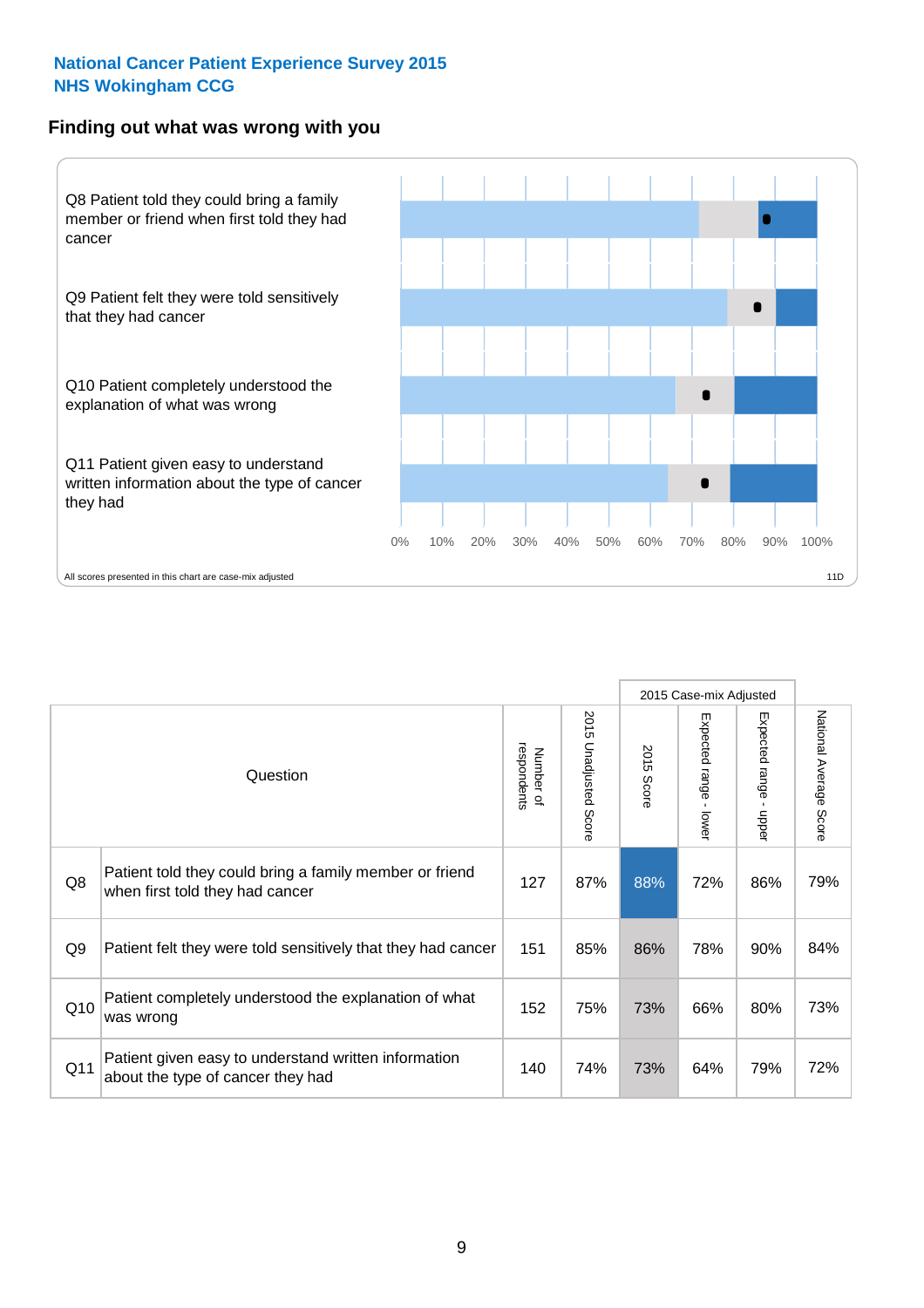**National Cancer Patient Experience Survey 2015**
**NHS Wokingham CCG**

## Finding out what was wrong with you

Q8 Patient told they could bring a family member or friend when first told they had cancer

Q9 Patient felt they were told sensitively that they had cancer

Q10 Patient completely understood the explanation of what was wrong

Q11 Patient given easy to understand written information about the type of cancer they had

0% 10% 20% 30% 40% 50% 60% 70% 80% 90% 100%

All scores presented in this chart are case-mix adjusted

11D

| | Question | Number of respondents | 2015 Unadjusted Score | 2015 Case-mix Adjusted: 2015 Score | 2015 Case-mix Adjusted: Expected range - lower | 2015 Case-mix Adjusted: Expected range - upper | National Average Score |
|---|---|---|---|---|---|---|---|
| Q8 | Patient told they could bring a family member or friend when first told they had cancer | 127 | 87% | 88% | 72% | 86% | 79% |
| Q9 | Patient felt they were told sensitively that they had cancer | 151 | 85% | 86% | 78% | 90% | 84% |
| Q10 | Patient completely understood the explanation of what was wrong | 152 | 75% | 73% | 66% | 80% | 73% |
| Q11 | Patient given easy to understand written information about the type of cancer they had | 140 | 74% | 73% | 64% | 79% | 72% |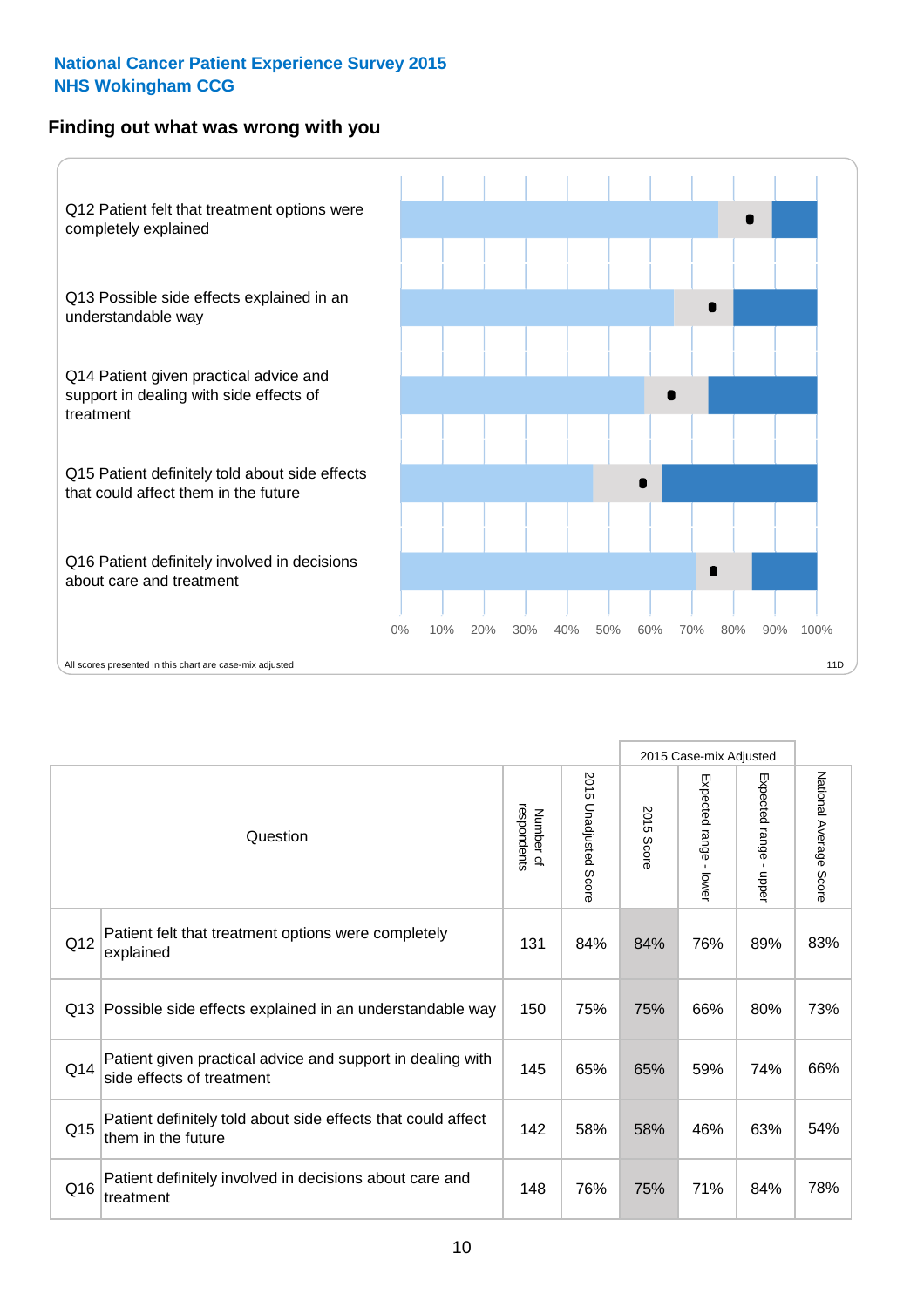National Cancer Patient Experience Survey 2015
NHS Wokingham CCG

## Finding out what was wrong with you

Q12 Patient felt that treatment options were completely explained

Q13 Possible side effects explained in an understandable way

Q14 Patient given practical advice and support in dealing with side effects of treatment

Q15 Patient definitely told about side effects that could affect them in the future

Q16 Patient definitely involved in decisions about care and treatment

0% 10% 20% 30% 40% 50% 60% 70% 80% 90% 100%

All scores presented in this chart are case-mix adjusted

11D

| | Question | Number of respondents | 2015 Unadjusted Score | 2015 Case-mix Adjusted | | | National Average Score |
|---|---|---|---|---|---|---|---|
| | | | | 2015 Score | Expected range - lower | Expected range - upper | |
| Q12 | Patient felt that treatment options were completely explained | 131 | 84% | 84% | 76% | 89% | 83% |
| Q13 | Possible side effects explained in an understandable way | 150 | 75% | 75% | 66% | 80% | 73% |
| Q14 | Patient given practical advice and support in dealing with side effects of treatment | 145 | 65% | 65% | 59% | 74% | 66% |
| Q15 | Patient definitely told about side effects that could affect them in the future | 142 | 58% | 58% | 46% | 63% | 54% |
| Q16 | Patient definitely involved in decisions about care and treatment | 148 | 76% | 75% | 71% | 84% | 78% |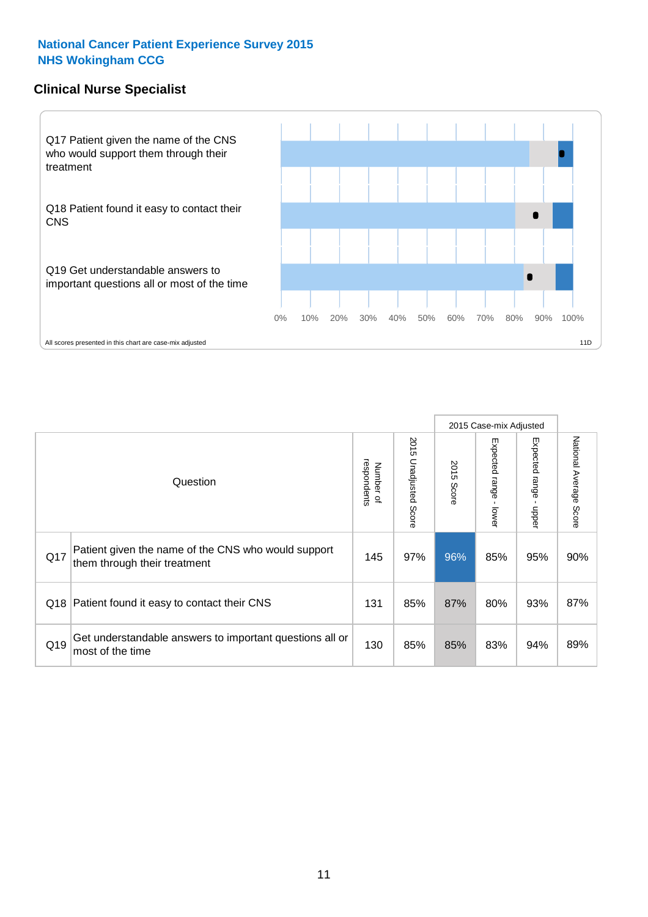National Cancer Patient Experience Survey 2015
NHS Wokingham CCG

## Clinical Nurse Specialist

Q17 Patient given the name of the CNS who would support them through their treatment

Q18 Patient found it easy to contact their CNS

Q19 Get understandable answers to important questions all or most of the time

0% 10% 20% 30% 40% 50% 60% 70% 80% 90% 100%

All scores presented in this chart are case-mix adjusted

11D

| | Question | Number of respondents | 2015 Unadjusted Score | 2015 Case-mix Adjusted | | | National Average Score |
|---|---|---|---|---|---|---|---|
| | | | | 2015 Score | Expected range - lower | Expected range - upper | |
| Q17 | Patient given the name of the CNS who would support them through their treatment | 145 | 97% | 96% | 85% | 95% | 90% |
| Q18 | Patient found it easy to contact their CNS | 131 | 85% | 87% | 80% | 93% | 87% |
| Q19 | Get understandable answers to important questions all or most of the time | 130 | 85% | 85% | 83% | 94% | 89% |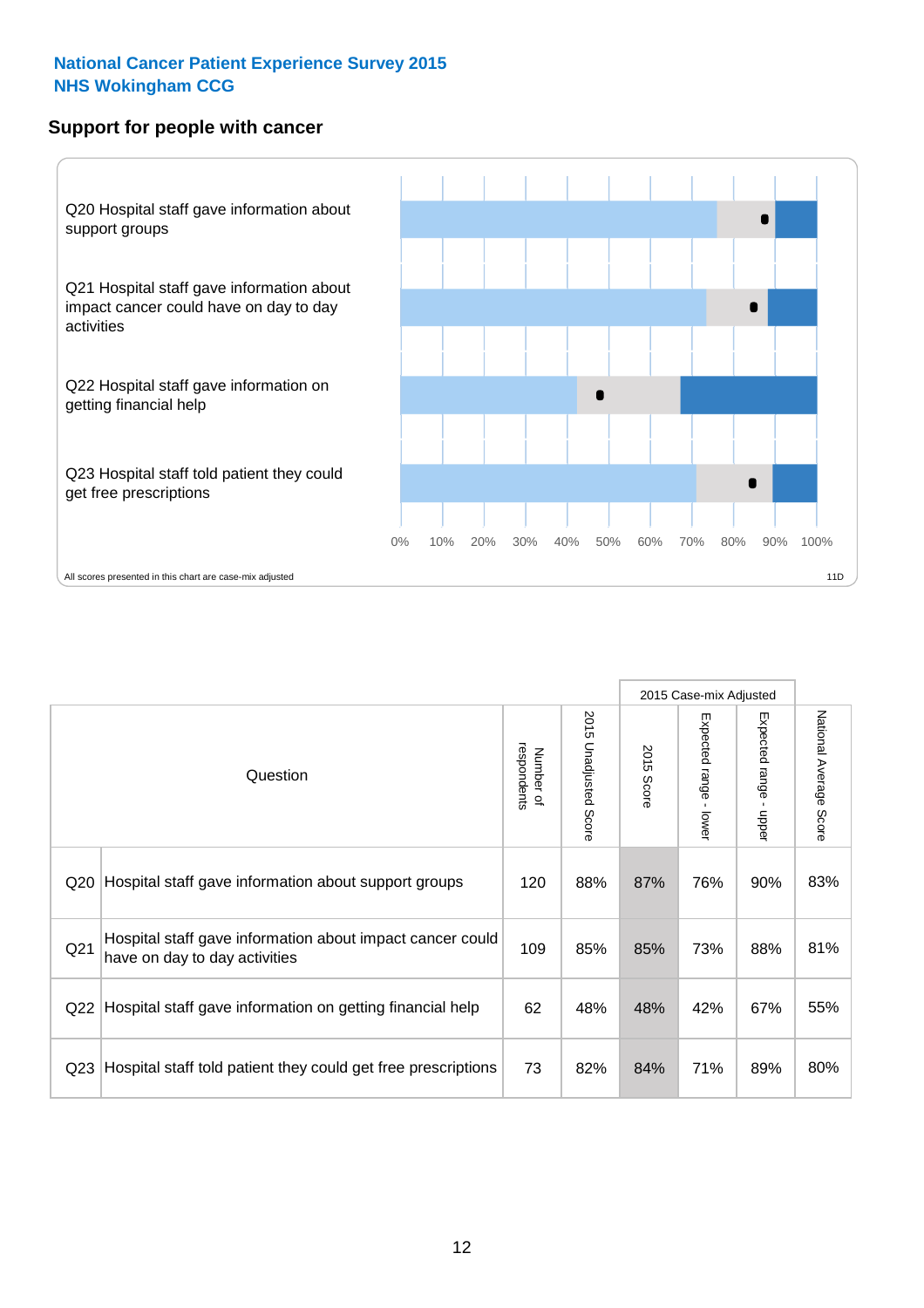**National Cancer Patient Experience Survey 2015**
**NHS Wokingham CCG**

## Support for people with cancer

Q20 Hospital staff gave information about support groups

Q21 Hospital staff gave information about impact cancer could have on day to day activities

Q22 Hospital staff gave information on getting financial help

Q23 Hospital staff told patient they could get free prescriptions

0% 10% 20% 30% 40% 50% 60% 70% 80% 90% 100%

All scores presented in this chart are case-mix adjusted

11D

| | Question | Number of respondents | 2015 Unadjusted Score | 2015 Case-mix Adjusted: 2015 Score | 2015 Case-mix Adjusted: Expected range - lower | 2015 Case-mix Adjusted: Expected range - upper | National Average Score |
|---|---|---|---|---|---|---|---|
| Q20 | Hospital staff gave information about support groups | 120 | 88% | 87% | 76% | 90% | 83% |
| Q21 | Hospital staff gave information about impact cancer could have on day to day activities | 109 | 85% | 85% | 73% | 88% | 81% |
| Q22 | Hospital staff gave information on getting financial help | 62 | 48% | 48% | 42% | 67% | 55% |
| Q23 | Hospital staff told patient they could get free prescriptions | 73 | 82% | 84% | 71% | 89% | 80% |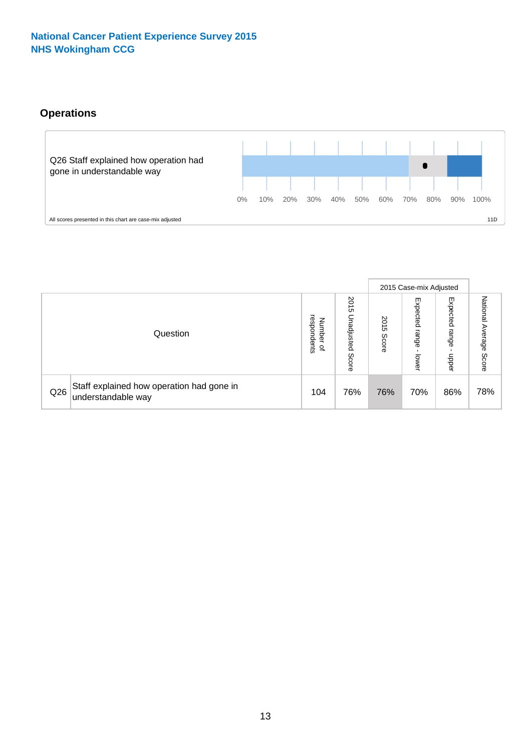National Cancer Patient Experience Survey 2015
NHS Wokingham CCG

## Operations

Q26 Staff explained how operation had gone in understandable way

0% 10% 20% 30% 40% 50% 60% 70% 80% 90% 100%

All scores presented in this chart are case-mix adjusted

11D

| Question | | Number of respondents | 2015 Unadjusted Score | 2015 Case-mix Adjusted: 2015 Score | 2015 Case-mix Adjusted: Expected range - lower | 2015 Case-mix Adjusted: Expected range - upper | National Average Score |
|---|---|---|---|---|---|---|---|
| Q26 | Staff explained how operation had gone in understandable way | 104 | 76% | 76% | 70% | 86% | 78% |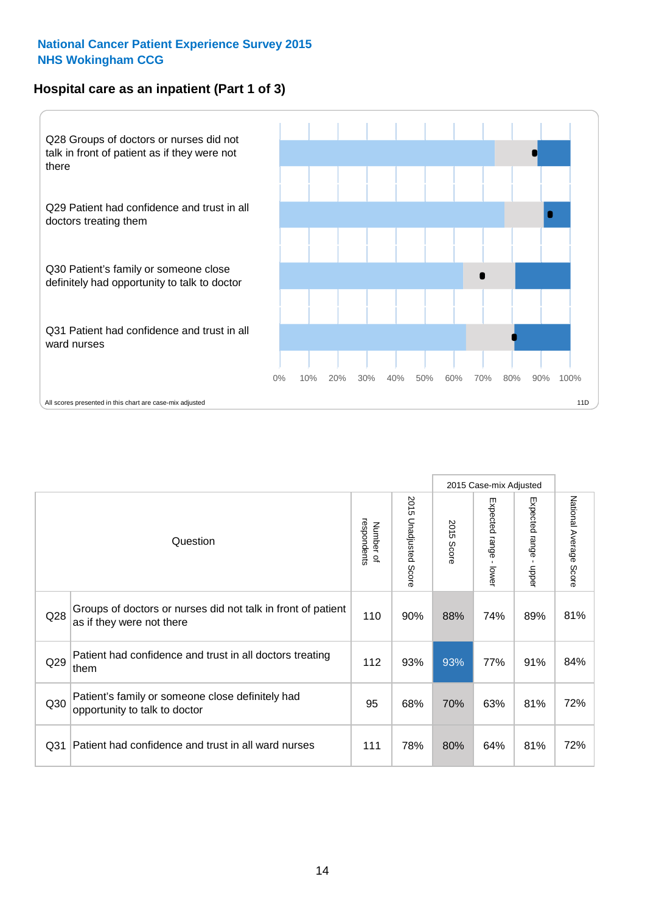## National Cancer Patient Experience Survey 2015
## NHS Wokingham CCG

### Hospital care as an inpatient (Part 1 of 3)

Q28 Groups of doctors or nurses did not talk in front of patient as if they were not there

Q29 Patient had confidence and trust in all doctors treating them

Q30 Patient's family or someone close definitely had opportunity to talk to doctor

Q31 Patient had confidence and trust in all ward nurses

0% 10% 20% 30% 40% 50% 60% 70% 80% 90% 100%

All scores presented in this chart are case-mix adjusted

11D

| | Question | Number of respondents | 2015 Unadjusted Score | 2015 Case-mix Adjusted: 2015 Score | 2015 Case-mix Adjusted: Expected range - lower | 2015 Case-mix Adjusted: Expected range - upper | National Average Score |
|---|---|---|---|---|---|---|---|
| Q28 | Groups of doctors or nurses did not talk in front of patient as if they were not there | 110 | 90% | 88% | 74% | 89% | 81% |
| Q29 | Patient had confidence and trust in all doctors treating them | 112 | 93% | 93% | 77% | 91% | 84% |
| Q30 | Patient's family or someone close definitely had opportunity to talk to doctor | 95 | 68% | 70% | 63% | 81% | 72% |
| Q31 | Patient had confidence and trust in all ward nurses | 111 | 78% | 80% | 64% | 81% | 72% |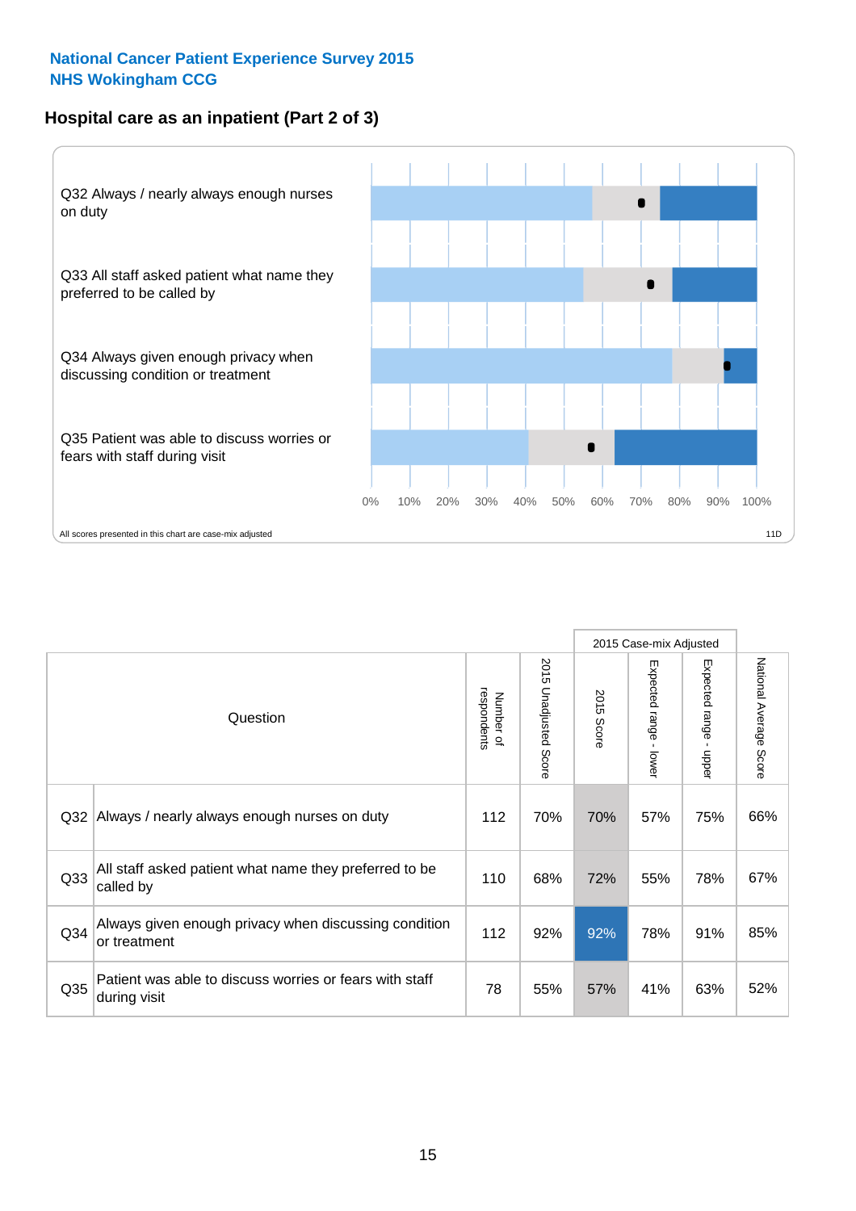National Cancer Patient Experience Survey 2015
NHS Wokingham CCG

## Hospital care as an inpatient (Part 2 of 3)

Q32 Always / nearly always enough nurses on duty

Q33 All staff asked patient what name they preferred to be called by

Q34 Always given enough privacy when discussing condition or treatment

Q35 Patient was able to discuss worries or fears with staff during visit

0% 10% 20% 30% 40% 50% 60% 70% 80% 90% 100%

All scores presented in this chart are case-mix adjusted

11D

| Question | | Number of respondents | 2015 Unadjusted Score | 2015 Case-mix Adjusted: 2015 Score | 2015 Case-mix Adjusted: Expected range - lower | 2015 Case-mix Adjusted: Expected range - upper | National Average Score |
|---|---|---|---|---|---|---|---|
| Q32 | Always / nearly always enough nurses on duty | 112 | 70% | 70% | 57% | 75% | 66% |
| Q33 | All staff asked patient what name they preferred to be called by | 110 | 68% | 72% | 55% | 78% | 67% |
| Q34 | Always given enough privacy when discussing condition or treatment | 112 | 92% | 92% | 78% | 91% | 85% |
| Q35 | Patient was able to discuss worries or fears with staff during visit | 78 | 55% | 57% | 41% | 63% | 52% |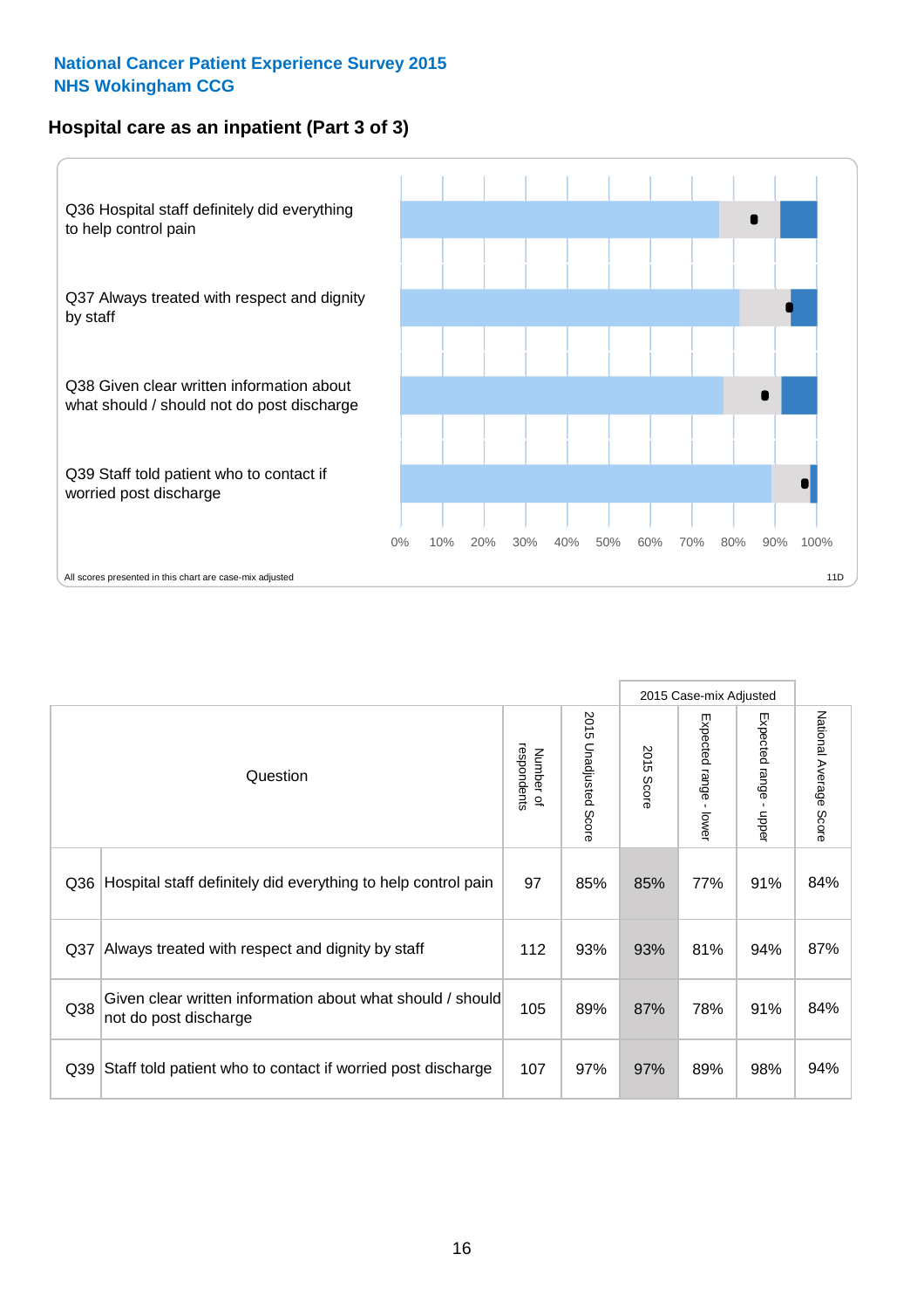National Cancer Patient Experience Survey 2015
NHS Wokingham CCG

## Hospital care as an inpatient (Part 3 of 3)

Q36 Hospital staff definitely did everything to help control pain

Q37 Always treated with respect and dignity by staff

Q38 Given clear written information about what should / should not do post discharge

Q39 Staff told patient who to contact if worried post discharge

0% 10% 20% 30% 40% 50% 60% 70% 80% 90% 100%

All scores presented in this chart are case-mix adjusted

11D

| | Question | Number of respondents | 2015 Unadjusted Score | 2015 Case-mix Adjusted: 2015 Score | 2015 Case-mix Adjusted: Expected range - lower | 2015 Case-mix Adjusted: Expected range - upper | National Average Score |
|---|---|---|---|---|---|---|---|
| Q36 | Hospital staff definitely did everything to help control pain | 97 | 85% | 85% | 77% | 91% | 84% |
| Q37 | Always treated with respect and dignity by staff | 112 | 93% | 93% | 81% | 94% | 87% |
| Q38 | Given clear written information about what should / should not do post discharge | 105 | 89% | 87% | 78% | 91% | 84% |
| Q39 | Staff told patient who to contact if worried post discharge | 107 | 97% | 97% | 89% | 98% | 94% |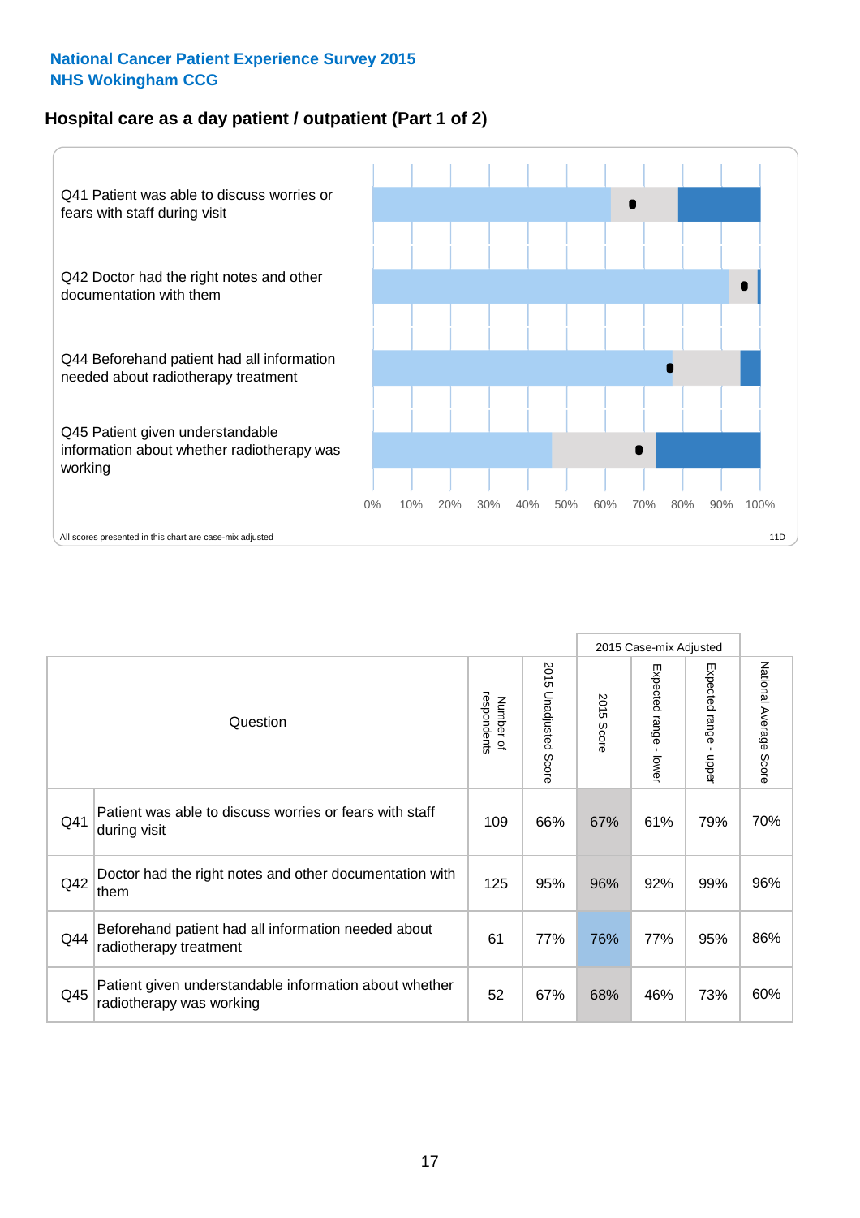**National Cancer Patient Experience Survey 2015**
**NHS Wokingham CCG**

## Hospital care as a day patient / outpatient (Part 1 of 2)

Q41 Patient was able to discuss worries or fears with staff during visit

Q42 Doctor had the right notes and other documentation with them

Q44 Beforehand patient had all information needed about radiotherapy treatment

Q45 Patient given understandable information about whether radiotherapy was working

0% 10% 20% 30% 40% 50% 60% 70% 80% 90% 100%

All scores presented in this chart are case-mix adjusted

11D

| | Question | Number of respondents | 2015 Unadjusted Score | 2015 Case-mix Adjusted: 2015 Score | 2015 Case-mix Adjusted: Expected range - lower | 2015 Case-mix Adjusted: Expected range - upper | National Average Score |
|---|---|---|---|---|---|---|---|
| Q41 | Patient was able to discuss worries or fears with staff during visit | 109 | 66% | 67% | 61% | 79% | 70% |
| Q42 | Doctor had the right notes and other documentation with them | 125 | 95% | 96% | 92% | 99% | 96% |
| Q44 | Beforehand patient had all information needed about radiotherapy treatment | 61 | 77% | 76% | 77% | 95% | 86% |
| Q45 | Patient given understandable information about whether radiotherapy was working | 52 | 67% | 68% | 46% | 73% | 60% |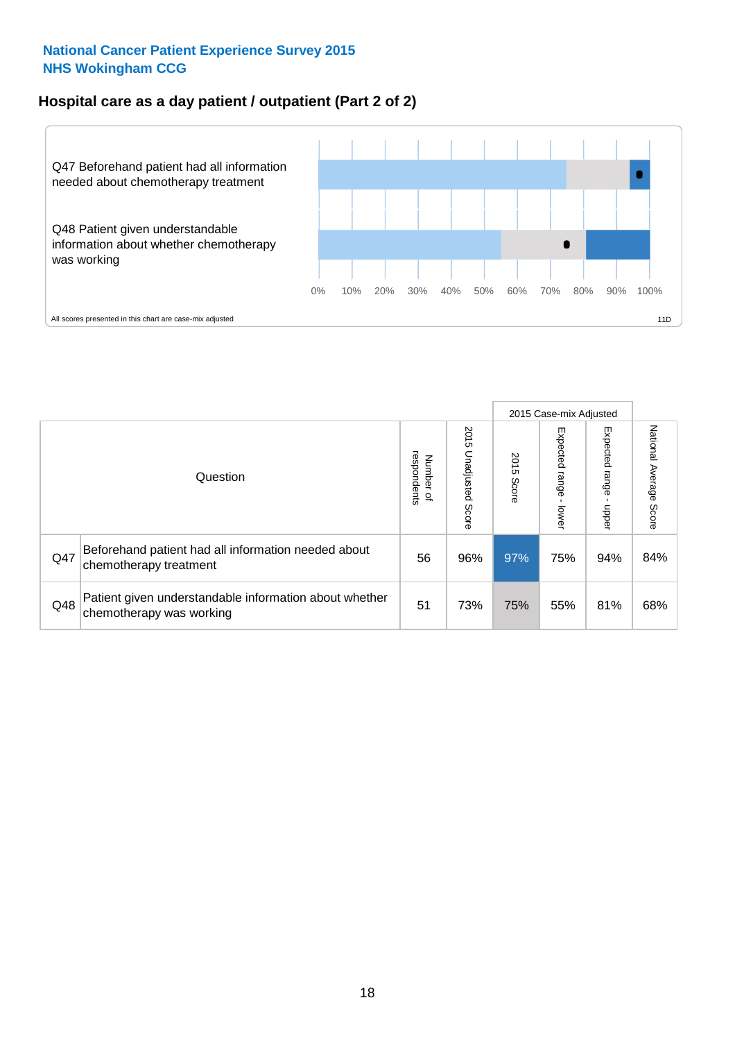National Cancer Patient Experience Survey 2015
NHS Wokingham CCG

## Hospital care as a day patient / outpatient (Part 2 of 2)

Q47 Beforehand patient had all information needed about chemotherapy treatment

Q48 Patient given understandable information about whether chemotherapy was working

0% 10% 20% 30% 40% 50% 60% 70% 80% 90% 100%

All scores presented in this chart are case-mix adjusted

11D

| Question | | Number of respondents | 2015 Unadjusted Score | 2015 Case-mix Adjusted: 2015 Score | 2015 Case-mix Adjusted: Expected range - lower | 2015 Case-mix Adjusted: Expected range - upper | National Average Score |
|---|---|---|---|---|---|---|---|
| Q47 | Beforehand patient had all information needed about chemotherapy treatment | 56 | 96% | 97% | 75% | 94% | 84% |
| Q48 | Patient given understandable information about whether chemotherapy was working | 51 | 73% | 75% | 55% | 81% | 68% |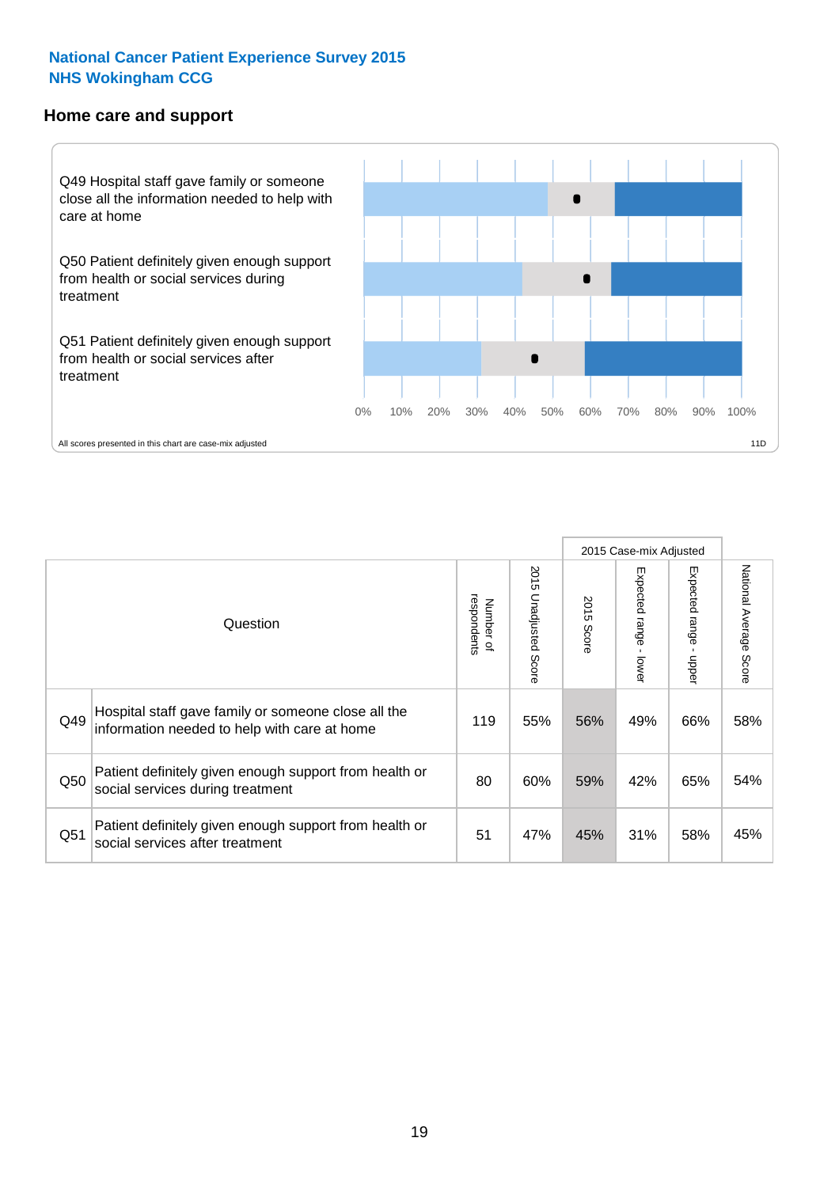**National Cancer Patient Experience Survey 2015**
**NHS Wokingham CCG**

## Home care and support

Q49 Hospital staff gave family or someone close all the information needed to help with care at home

Q50 Patient definitely given enough support from health or social services during treatment

Q51 Patient definitely given enough support from health or social services after treatment

0% 10% 20% 30% 40% 50% 60% 70% 80% 90% 100%

All scores presented in this chart are case-mix adjusted

11D

| | Question | Number of respondents | 2015 Unadjusted Score | 2015 Case-mix Adjusted | | | National Average Score |
|---|---|---|---|---|---|---|---|
| | | | | 2015 Score | Expected range - lower | Expected range - upper | |
| Q49 | Hospital staff gave family or someone close all the information needed to help with care at home | 119 | 55% | 56% | 49% | 66% | 58% |
| Q50 | Patient definitely given enough support from health or social services during treatment | 80 | 60% | 59% | 42% | 65% | 54% |
| Q51 | Patient definitely given enough support from health or social services after treatment | 51 | 47% | 45% | 31% | 58% | 45% |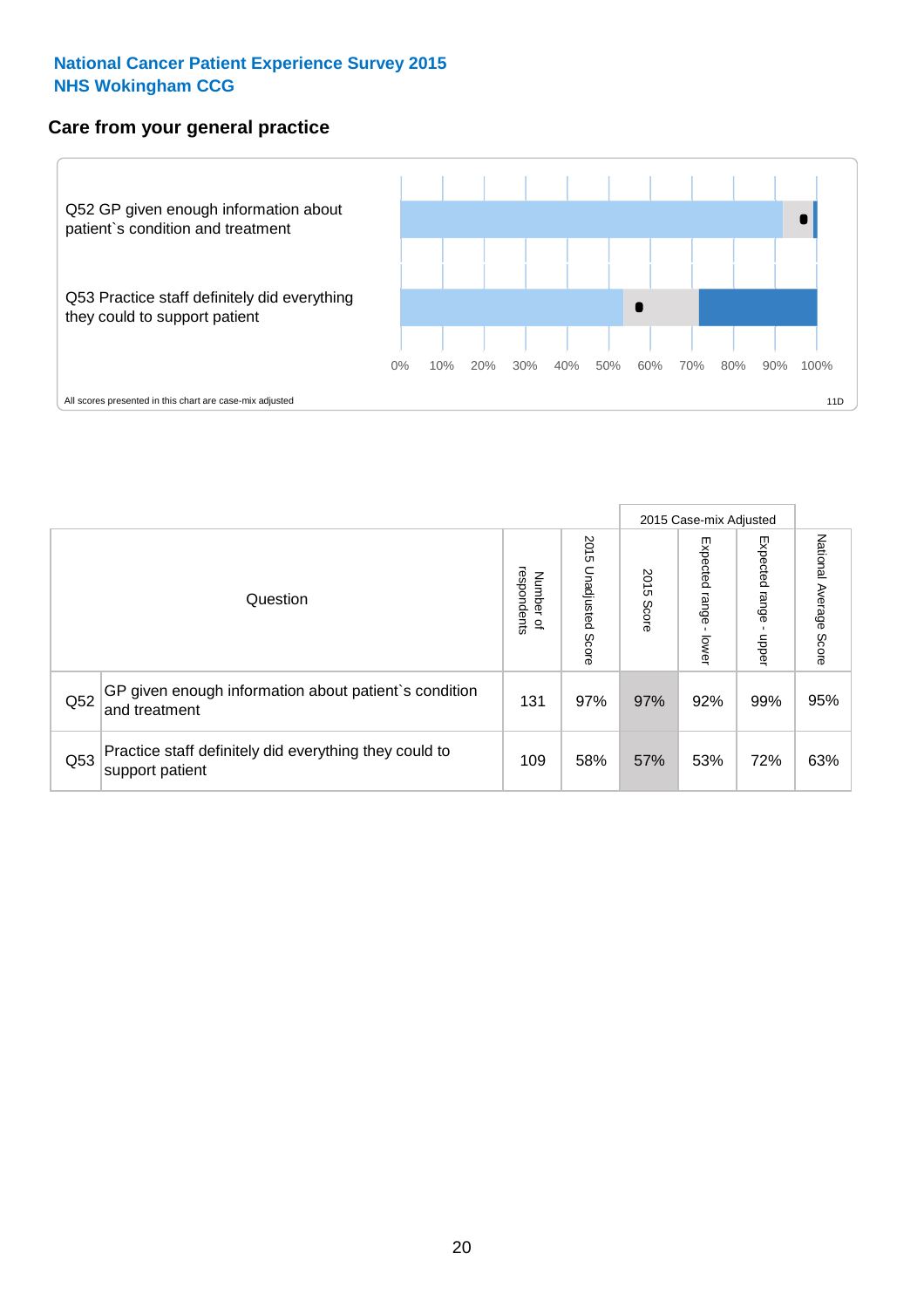**National Cancer Patient Experience Survey 2015**
**NHS Wokingham CCG**

## Care from your general practice

Q52 GP given enough information about patient`s condition and treatment

Q53 Practice staff definitely did everything they could to support patient

0% 10% 20% 30% 40% 50% 60% 70% 80% 90% 100%

All scores presented in this chart are case-mix adjusted

11D

| Question | | Number of respondents | 2015 Unadjusted Score | 2015 Case-mix Adjusted | | | National Average Score |
|---|---|---|---|---|---|---|---|
| | | | | 2015 Score | Expected range - lower | Expected range - upper | |
| Q52 | GP given enough information about patient`s condition and treatment | 131 | 97% | 97% | 92% | 99% | 95% |
| Q53 | Practice staff definitely did everything they could to support patient | 109 | 58% | 57% | 53% | 72% | 63% |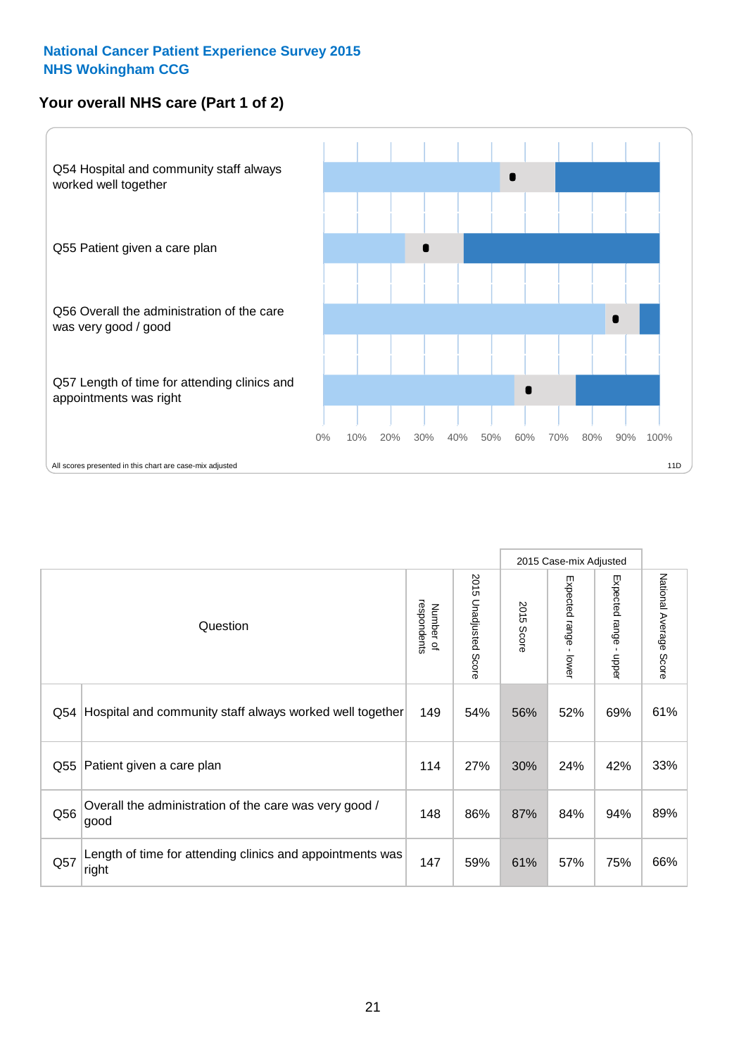**National Cancer Patient Experience Survey 2015**
**NHS Wokingham CCG**

## Your overall NHS care (Part 1 of 2)

Q54 Hospital and community staff always worked well together

Q55 Patient given a care plan

Q56 Overall the administration of the care was very good / good

Q57 Length of time for attending clinics and appointments was right

0% 10% 20% 30% 40% 50% 60% 70% 80% 90% 100%

All scores presented in this chart are case-mix adjusted

11D

| Question | | Number of respondents | 2015 Unadjusted Score | 2015 Case-mix Adjusted | | | National Average Score |
|---|---|---|---|---|---|---|---|
| | | | | 2015 Score | Expected range - lower | Expected range - upper | |
| Q54 | Hospital and community staff always worked well together | 149 | 54% | 56% | 52% | 69% | 61% |
| Q55 | Patient given a care plan | 114 | 27% | 30% | 24% | 42% | 33% |
| Q56 | Overall the administration of the care was very good / good | 148 | 86% | 87% | 84% | 94% | 89% |
| Q57 | Length of time for attending clinics and appointments was right | 147 | 59% | 61% | 57% | 75% | 66% |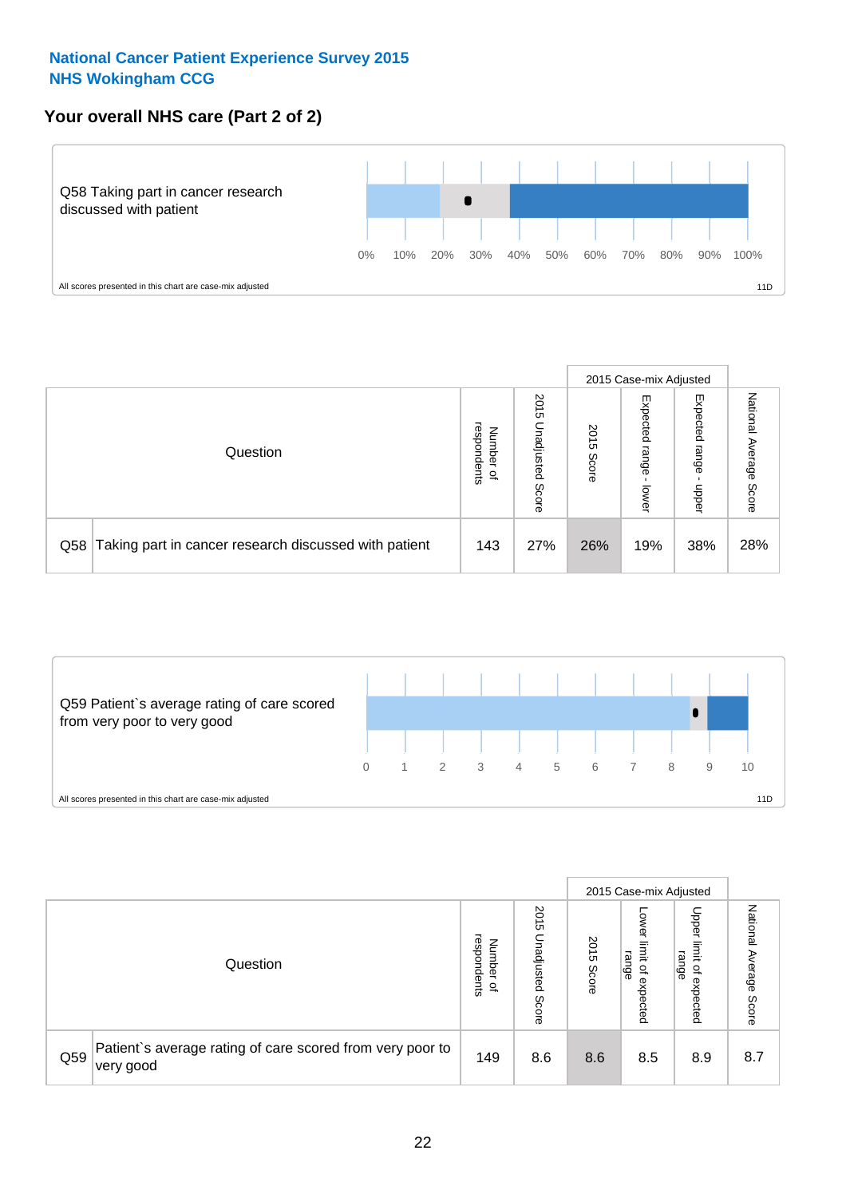**National Cancer Patient Experience Survey 2015**
**NHS Wokingham CCG**

## Your overall NHS care (Part 2 of 2)

Q58 Taking part in cancer research discussed with patient

0% 10% 20% 30% 40% 50% 60% 70% 80% 90% 100%

All scores presented in this chart are case-mix adjusted

11D

| Question | | Number of respondents | 2015 Unadjusted Score | 2015 Case-mix Adjusted: 2015 Score | 2015 Case-mix Adjusted: Expected range - lower | 2015 Case-mix Adjusted: Expected range - upper | National Average Score |
|---|---|---|---|---|---|---|---|
| Q58 | Taking part in cancer research discussed with patient | 143 | 27% | 26% | 19% | 38% | 28% |

Q59 Patient`s average rating of care scored from very poor to very good

0 1 2 3 4 5 6 7 8 9 10

All scores presented in this chart are case-mix adjusted

11D

| Question | | Number of respondents | 2015 Unadjusted Score | 2015 Case-mix Adjusted: 2015 Score | 2015 Case-mix Adjusted: Lower limit of expected range | 2015 Case-mix Adjusted: Upper limit of expected range | National Average Score |
|---|---|---|---|---|---|---|---|
| Q59 | Patient`s average rating of care scored from very poor to very good | 149 | 8.6 | 8.6 | 8.5 | 8.9 | 8.7 |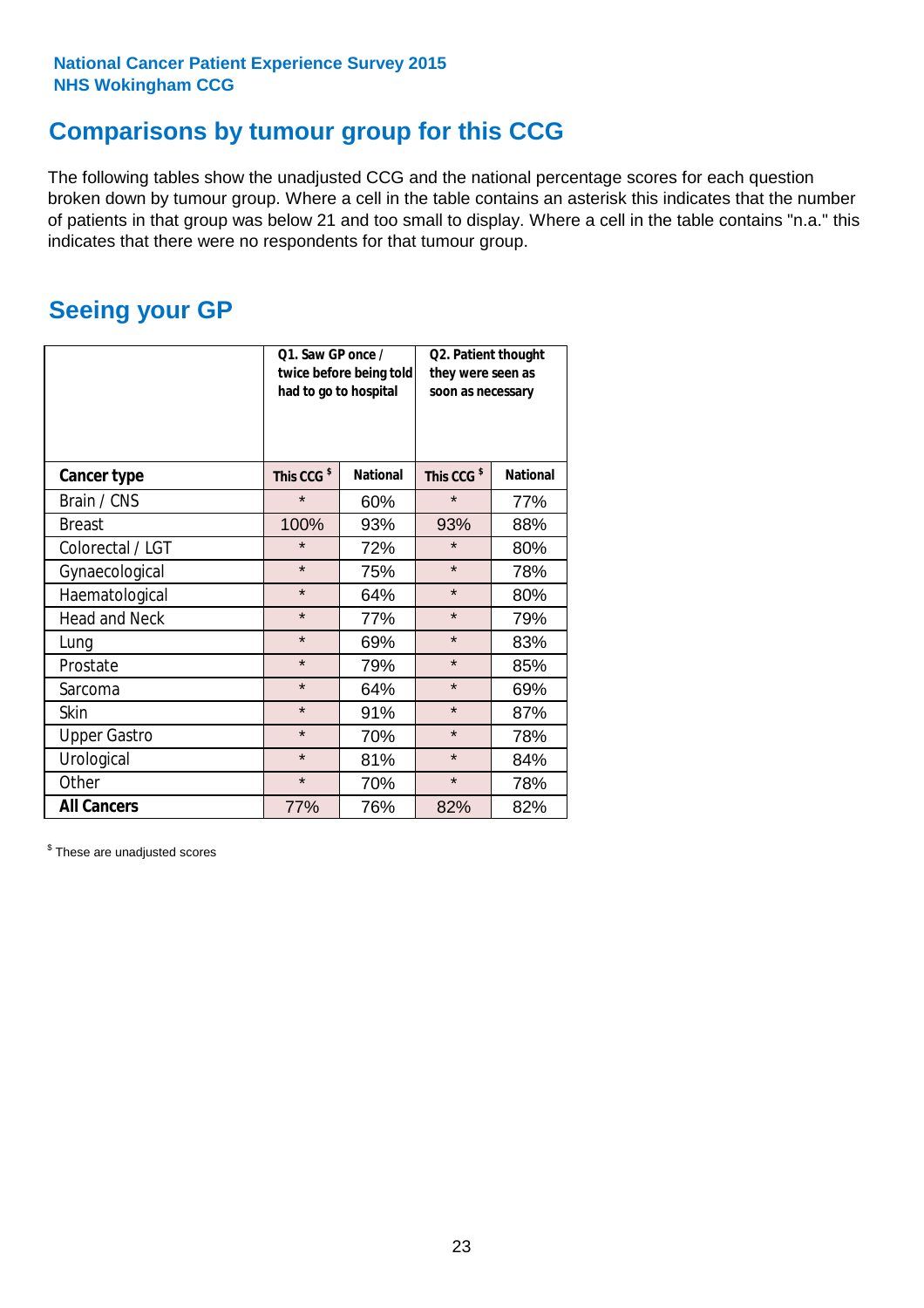National Cancer Patient Experience Survey 2015
NHS Wokingham CCG

## Comparisons by tumour group for this CCG

The following tables show the unadjusted CCG and the national percentage scores for each question broken down by tumour group. Where a cell in the table contains an asterisk this indicates that the number of patients in that group was below 21 and too small to display. Where a cell in the table contains "n.a." this indicates that there were no respondents for that tumour group.

## Seeing your GP

| | Q1. Saw GP once / twice before being told had to go to hospital | | Q2. Patient thought they were seen as soon as necessary | |
|---|---|---|---|---|
| **Cancer type** | **This CCG $** | **National** | **This CCG $** | **National** |
| Brain / CNS | * | 60% | * | 77% |
| Breast | 100% | 93% | 93% | 88% |
| Colorectal / LGT | * | 72% | * | 80% |
| Gynaecological | * | 75% | * | 78% |
| Haematological | * | 64% | * | 80% |
| Head and Neck | * | 77% | * | 79% |
| Lung | * | 69% | * | 83% |
| Prostate | * | 79% | * | 85% |
| Sarcoma | * | 64% | * | 69% |
| Skin | * | 91% | * | 87% |
| Upper Gastro | * | 70% | * | 78% |
| Urological | * | 81% | * | 84% |
| Other | * | 70% | * | 78% |
| **All Cancers** | 77% | 76% | 82% | 82% |

$ These are unadjusted scores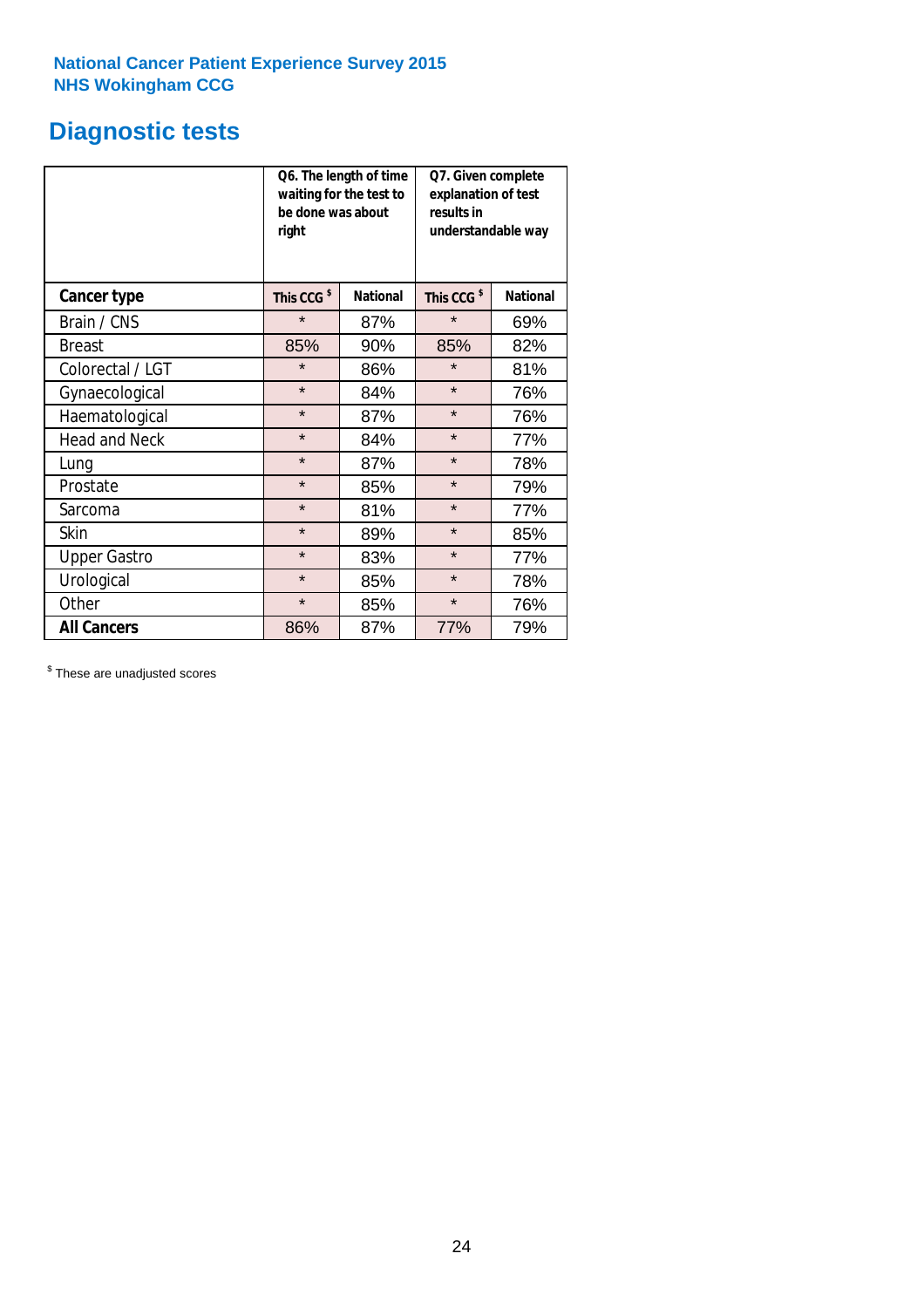**National Cancer Patient Experience Survey 2015**
**NHS Wokingham CCG**

# Diagnostic tests

| | Q6. The length of time waiting for the test to be done was about right | | Q7. Given complete explanation of test results in understandable way | |
|---|---|---|---|---|
| **Cancer type** | **This CCG $** | **National** | **This CCG $** | **National** |
| Brain / CNS | * | 87% | * | 69% |
| Breast | 85% | 90% | 85% | 82% |
| Colorectal / LGT | * | 86% | * | 81% |
| Gynaecological | * | 84% | * | 76% |
| Haematological | * | 87% | * | 76% |
| Head and Neck | * | 84% | * | 77% |
| Lung | * | 87% | * | 78% |
| Prostate | * | 85% | * | 79% |
| Sarcoma | * | 81% | * | 77% |
| Skin | * | 89% | * | 85% |
| Upper Gastro | * | 83% | * | 77% |
| Urological | * | 85% | * | 78% |
| Other | * | 85% | * | 76% |
| **All Cancers** | 86% | 87% | 77% | 79% |

$ These are unadjusted scores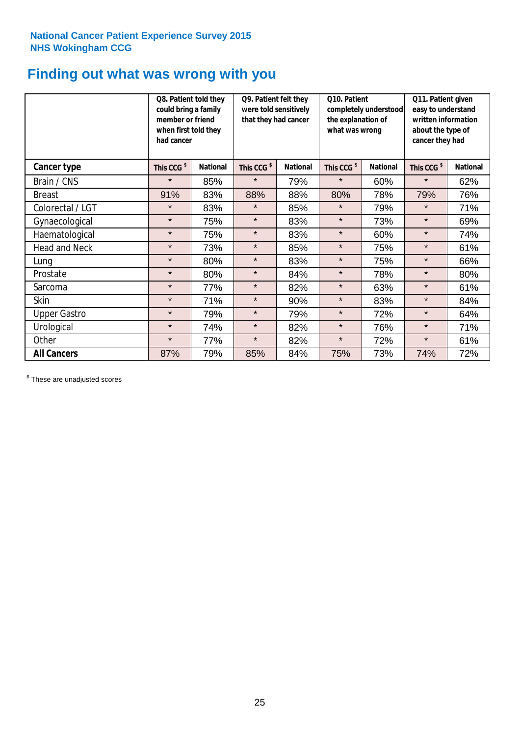National Cancer Patient Experience Survey 2015
NHS Wokingham CCG

# Finding out what was wrong with you

| | Q8. Patient told they could bring a family member or friend when first told they had cancer | | Q9. Patient felt they were told sensitively that they had cancer | | Q10. Patient completely understood the explanation of what was wrong | | Q11. Patient given easy to understand written information about the type of cancer they had | |
|---|---|---|---|---|---|---|---|---|
| **Cancer type** | This CCG $ | National | This CCG $ | National | This CCG $ | National | This CCG $ | National |
| Brain / CNS | * | 85% | * | 79% | * | 60% | * | 62% |
| Breast | 91% | 83% | 88% | 88% | 80% | 78% | 79% | 76% |
| Colorectal / LGT | * | 83% | * | 85% | * | 79% | * | 71% |
| Gynaecological | * | 75% | * | 83% | * | 73% | * | 69% |
| Haematological | * | 75% | * | 83% | * | 60% | * | 74% |
| Head and Neck | * | 73% | * | 85% | * | 75% | * | 61% |
| Lung | * | 80% | * | 83% | * | 75% | * | 66% |
| Prostate | * | 80% | * | 84% | * | 78% | * | 80% |
| Sarcoma | * | 77% | * | 82% | * | 63% | * | 61% |
| Skin | * | 71% | * | 90% | * | 83% | * | 84% |
| Upper Gastro | * | 79% | * | 79% | * | 72% | * | 64% |
| Urological | * | 74% | * | 82% | * | 76% | * | 71% |
| Other | * | 77% | * | 82% | * | 72% | * | 61% |
| **All Cancers** | 87% | 79% | 85% | 84% | 75% | 73% | 74% | 72% |

$ These are unadjusted scores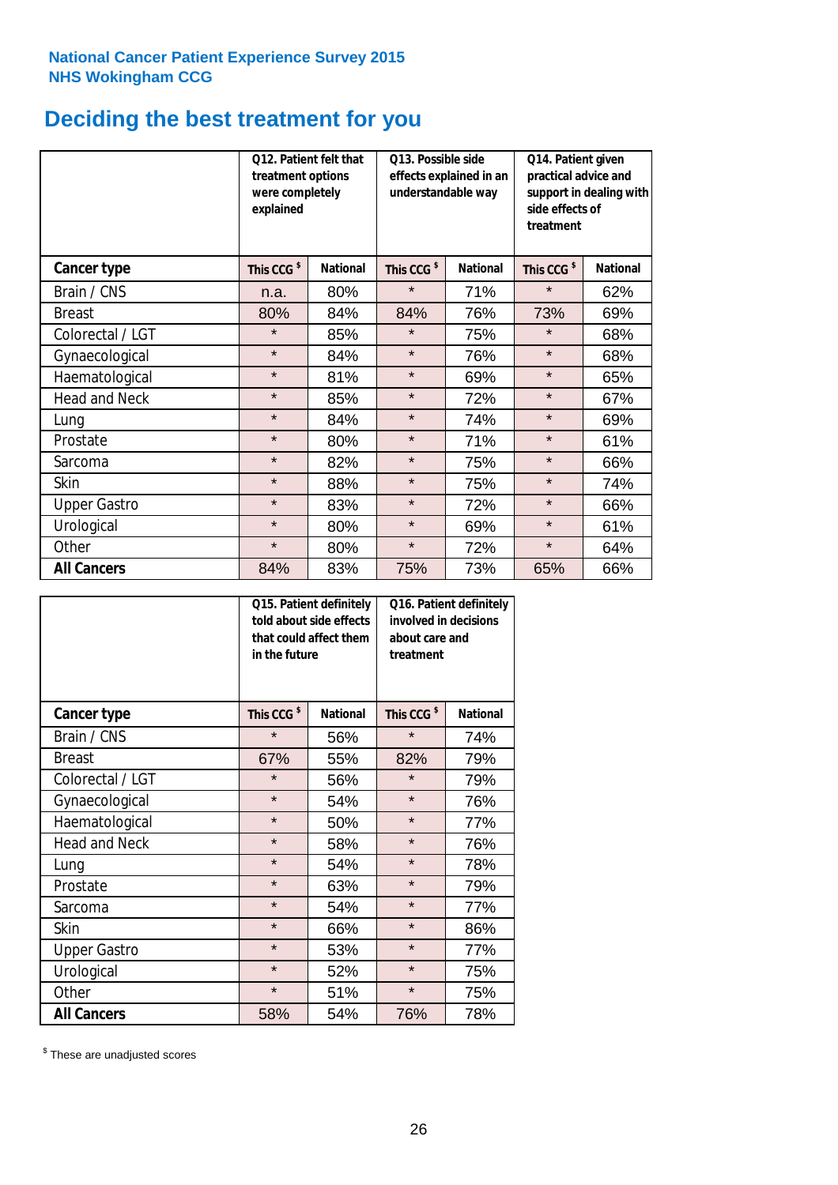**National Cancer Patient Experience Survey 2015**
**NHS Wokingham CCG**

# Deciding the best treatment for you

| | Q12. Patient felt that treatment options were completely explained | | Q13. Possible side effects explained in an understandable way | | Q14. Patient given practical advice and support in dealing with side effects of treatment | |
|---|---|---|---|---|---|---|
| **Cancer type** | **This CCG $** | **National** | **This CCG $** | **National** | **This CCG $** | **National** |
| Brain / CNS | n.a. | 80% | * | 71% | * | 62% |
| Breast | 80% | 84% | 84% | 76% | 73% | 69% |
| Colorectal / LGT | * | 85% | * | 75% | * | 68% |
| Gynaecological | * | 84% | * | 76% | * | 68% |
| Haematological | * | 81% | * | 69% | * | 65% |
| Head and Neck | * | 85% | * | 72% | * | 67% |
| Lung | * | 84% | * | 74% | * | 69% |
| Prostate | * | 80% | * | 71% | * | 61% |
| Sarcoma | * | 82% | * | 75% | * | 66% |
| Skin | * | 88% | * | 75% | * | 74% |
| Upper Gastro | * | 83% | * | 72% | * | 66% |
| Urological | * | 80% | * | 69% | * | 61% |
| Other | * | 80% | * | 72% | * | 64% |
| **All Cancers** | 84% | 83% | 75% | 73% | 65% | 66% |

| | Q15. Patient definitely told about side effects that could affect them in the future | | Q16. Patient definitely involved in decisions about care and treatment | |
|---|---|---|---|---|
| **Cancer type** | **This CCG $** | **National** | **This CCG $** | **National** |
| Brain / CNS | * | 56% | * | 74% |
| Breast | 67% | 55% | 82% | 79% |
| Colorectal / LGT | * | 56% | * | 79% |
| Gynaecological | * | 54% | * | 76% |
| Haematological | * | 50% | * | 77% |
| Head and Neck | * | 58% | * | 76% |
| Lung | * | 54% | * | 78% |
| Prostate | * | 63% | * | 79% |
| Sarcoma | * | 54% | * | 77% |
| Skin | * | 66% | * | 86% |
| Upper Gastro | * | 53% | * | 77% |
| Urological | * | 52% | * | 75% |
| Other | * | 51% | * | 75% |
| **All Cancers** | 58% | 54% | 76% | 78% |

$ These are unadjusted scores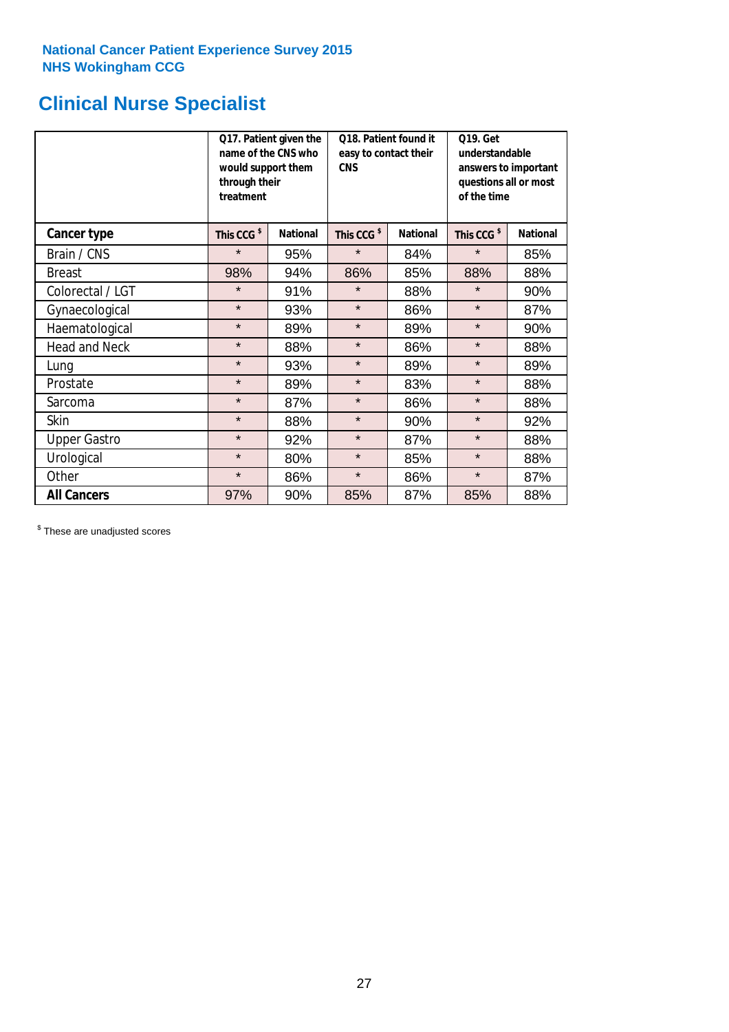National Cancer Patient Experience Survey 2015
NHS Wokingham CCG

# Clinical Nurse Specialist

| | Q17. Patient given the name of the CNS who would support them through their treatment | | Q18. Patient found it easy to contact their CNS | | Q19. Get understandable answers to important questions all or most of the time | |
|---|---|---|---|---|---|---|
| **Cancer type** | This CCG $ | National | This CCG $ | National | This CCG $ | National |
| Brain / CNS | * | 95% | * | 84% | * | 85% |
| Breast | 98% | 94% | 86% | 85% | 88% | 88% |
| Colorectal / LGT | * | 91% | * | 88% | * | 90% |
| Gynaecological | * | 93% | * | 86% | * | 87% |
| Haematological | * | 89% | * | 89% | * | 90% |
| Head and Neck | * | 88% | * | 86% | * | 88% |
| Lung | * | 93% | * | 89% | * | 89% |
| Prostate | * | 89% | * | 83% | * | 88% |
| Sarcoma | * | 87% | * | 86% | * | 88% |
| Skin | * | 88% | * | 90% | * | 92% |
| Upper Gastro | * | 92% | * | 87% | * | 88% |
| Urological | * | 80% | * | 85% | * | 88% |
| Other | * | 86% | * | 86% | * | 87% |
| **All Cancers** | 97% | 90% | 85% | 87% | 85% | 88% |

$ These are unadjusted scores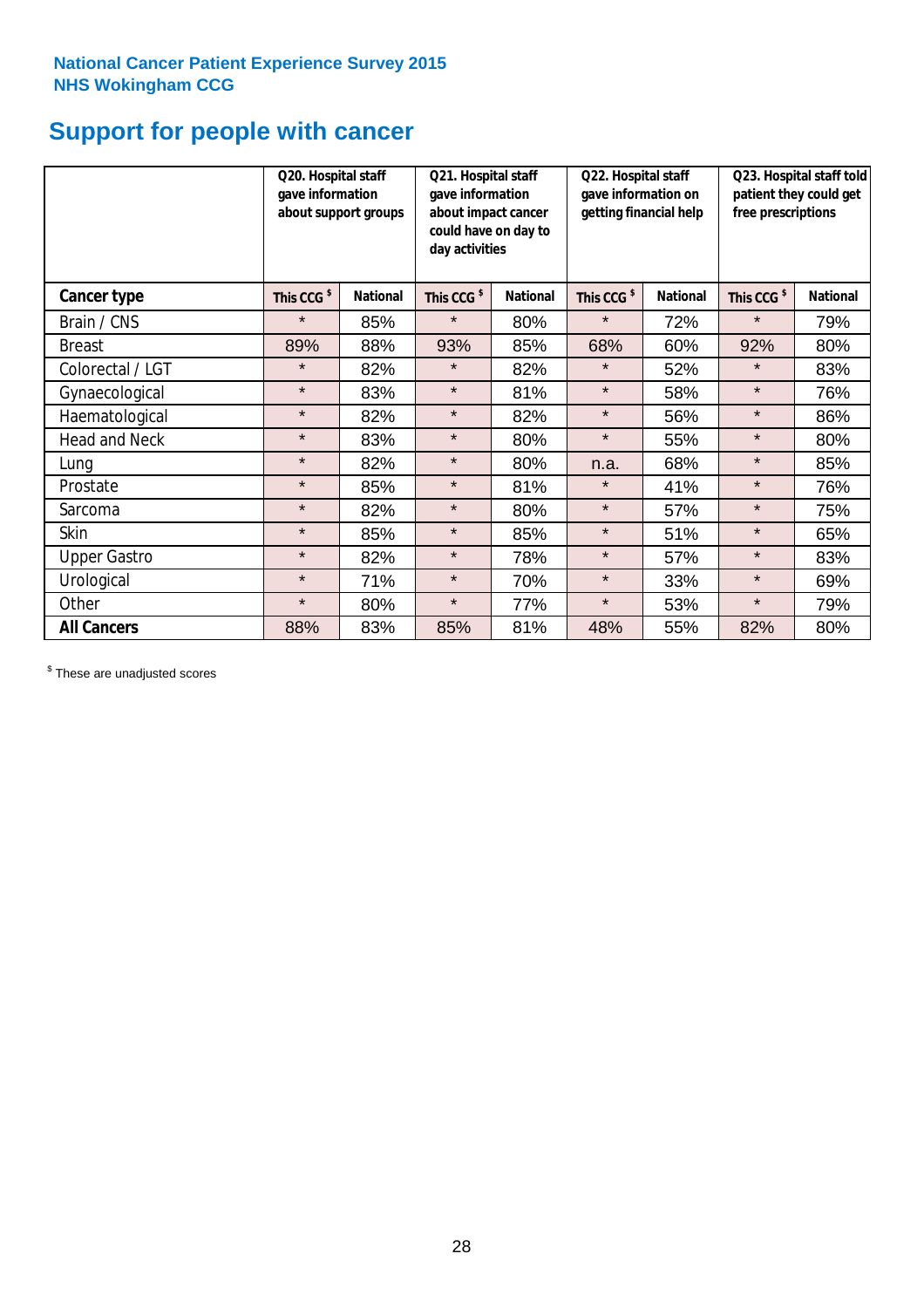National Cancer Patient Experience Survey 2015
NHS Wokingham CCG

# Support for people with cancer

| | Q20. Hospital staff gave information about support groups | | Q21. Hospital staff gave information about impact cancer could have on day to day activities | | Q22. Hospital staff gave information on getting financial help | | Q23. Hospital staff told patient they could get free prescriptions | |
|---|---|---|---|---|---|---|---|---|
| **Cancer type** | This CCG $ | National | This CCG $ | National | This CCG $ | National | This CCG $ | National |
| Brain / CNS | * | 85% | * | 80% | * | 72% | * | 79% |
| Breast | 89% | 88% | 93% | 85% | 68% | 60% | 92% | 80% |
| Colorectal / LGT | * | 82% | * | 82% | * | 52% | * | 83% |
| Gynaecological | * | 83% | * | 81% | * | 58% | * | 76% |
| Haematological | * | 82% | * | 82% | * | 56% | * | 86% |
| Head and Neck | * | 83% | * | 80% | * | 55% | * | 80% |
| Lung | * | 82% | * | 80% | n.a. | 68% | * | 85% |
| Prostate | * | 85% | * | 81% | * | 41% | * | 76% |
| Sarcoma | * | 82% | * | 80% | * | 57% | * | 75% |
| Skin | * | 85% | * | 85% | * | 51% | * | 65% |
| Upper Gastro | * | 82% | * | 78% | * | 57% | * | 83% |
| Urological | * | 71% | * | 70% | * | 33% | * | 69% |
| Other | * | 80% | * | 77% | * | 53% | * | 79% |
| **All Cancers** | 88% | 83% | 85% | 81% | 48% | 55% | 82% | 80% |

$ These are unadjusted scores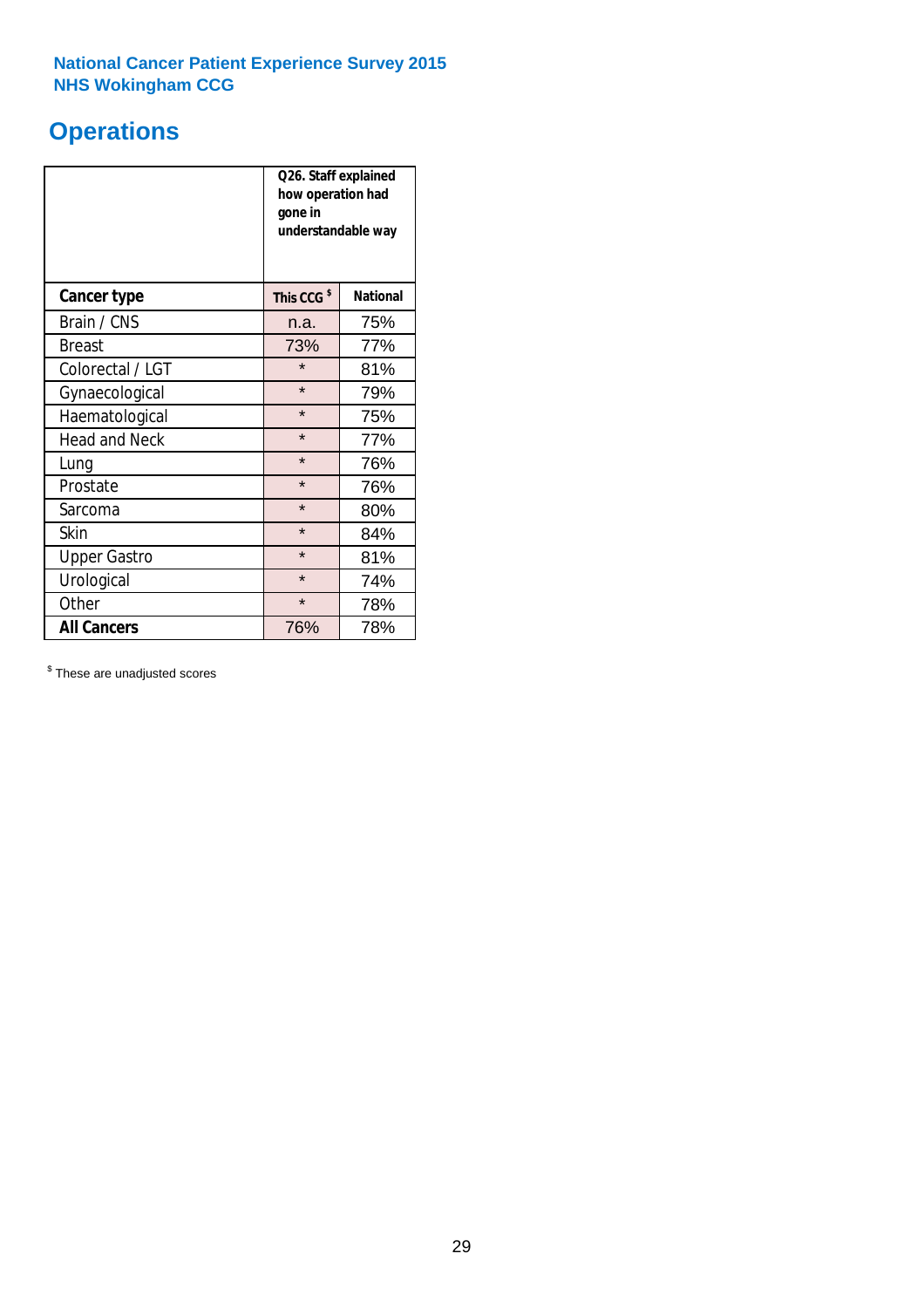National Cancer Patient Experience Survey 2015
NHS Wokingham CCG

# Operations

| | Q26. Staff explained how operation had gone in understandable way | |
|---|---|---|
| **Cancer type** | **This CCG $** | **National** |
| Brain / CNS | n.a. | 75% |
| Breast | 73% | 77% |
| Colorectal / LGT | * | 81% |
| Gynaecological | * | 79% |
| Haematological | * | 75% |
| Head and Neck | * | 77% |
| Lung | * | 76% |
| Prostate | * | 76% |
| Sarcoma | * | 80% |
| Skin | * | 84% |
| Upper Gastro | * | 81% |
| Urological | * | 74% |
| Other | * | 78% |
| **All Cancers** | 76% | 78% |

$ These are unadjusted scores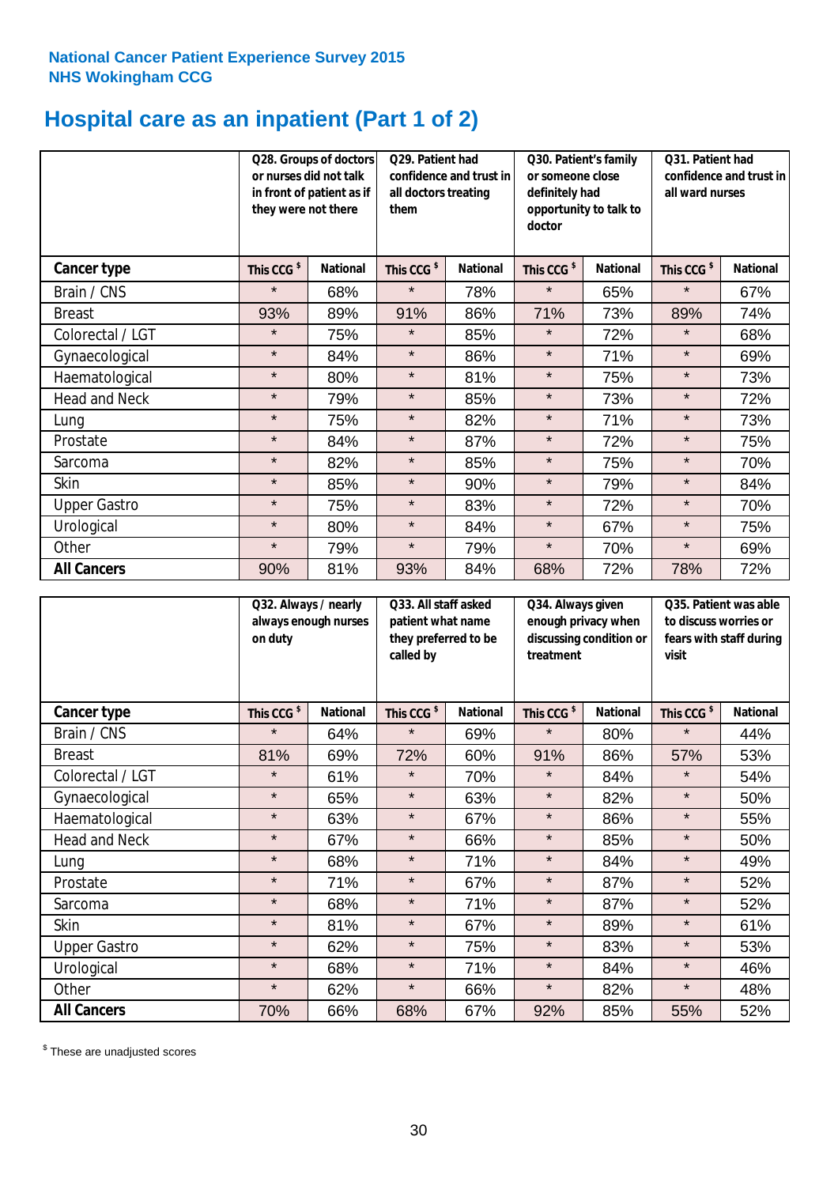National Cancer Patient Experience Survey 2015
NHS Wokingham CCG

# Hospital care as an inpatient (Part 1 of 2)

| | Q28. Groups of doctors or nurses did not talk in front of patient as if they were not there | | Q29. Patient had confidence and trust in all doctors treating them | | Q30. Patient's family or someone close definitely had opportunity to talk to doctor | | Q31. Patient had confidence and trust in all ward nurses | |
|---|---|---|---|---|---|---|---|---|
| **Cancer type** | This CCG $ | National | This CCG $ | National | This CCG $ | National | This CCG $ | National |
| Brain / CNS | * | 68% | * | 78% | * | 65% | * | 67% |
| Breast | 93% | 89% | 91% | 86% | 71% | 73% | 89% | 74% |
| Colorectal / LGT | * | 75% | * | 85% | * | 72% | * | 68% |
| Gynaecological | * | 84% | * | 86% | * | 71% | * | 69% |
| Haematological | * | 80% | * | 81% | * | 75% | * | 73% |
| Head and Neck | * | 79% | * | 85% | * | 73% | * | 72% |
| Lung | * | 75% | * | 82% | * | 71% | * | 73% |
| Prostate | * | 84% | * | 87% | * | 72% | * | 75% |
| Sarcoma | * | 82% | * | 85% | * | 75% | * | 70% |
| Skin | * | 85% | * | 90% | * | 79% | * | 84% |
| Upper Gastro | * | 75% | * | 83% | * | 72% | * | 70% |
| Urological | * | 80% | * | 84% | * | 67% | * | 75% |
| Other | * | 79% | * | 79% | * | 70% | * | 69% |
| **All Cancers** | 90% | 81% | 93% | 84% | 68% | 72% | 78% | 72% |

| | Q32. Always / nearly always enough nurses on duty | | Q33. All staff asked patient what name they preferred to be called by | | Q34. Always given enough privacy when discussing condition or treatment | | Q35. Patient was able to discuss worries or fears with staff during visit | |
|---|---|---|---|---|---|---|---|---|
| **Cancer type** | This CCG $ | National | This CCG $ | National | This CCG $ | National | This CCG $ | National |
| Brain / CNS | * | 64% | * | 69% | * | 80% | * | 44% |
| Breast | 81% | 69% | 72% | 60% | 91% | 86% | 57% | 53% |
| Colorectal / LGT | * | 61% | * | 70% | * | 84% | * | 54% |
| Gynaecological | * | 65% | * | 63% | * | 82% | * | 50% |
| Haematological | * | 63% | * | 67% | * | 86% | * | 55% |
| Head and Neck | * | 67% | * | 66% | * | 85% | * | 50% |
| Lung | * | 68% | * | 71% | * | 84% | * | 49% |
| Prostate | * | 71% | * | 67% | * | 87% | * | 52% |
| Sarcoma | * | 68% | * | 71% | * | 87% | * | 52% |
| Skin | * | 81% | * | 67% | * | 89% | * | 61% |
| Upper Gastro | * | 62% | * | 75% | * | 83% | * | 53% |
| Urological | * | 68% | * | 71% | * | 84% | * | 46% |
| Other | * | 62% | * | 66% | * | 82% | * | 48% |
| **All Cancers** | 70% | 66% | 68% | 67% | 92% | 85% | 55% | 52% |

$ These are unadjusted scores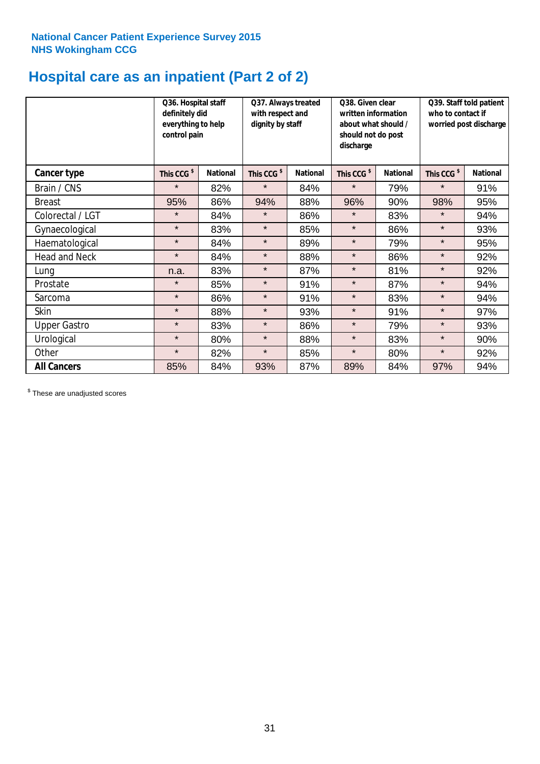**National Cancer Patient Experience Survey 2015**
**NHS Wokingham CCG**

# Hospital care as an inpatient (Part 2 of 2)

| | Q36. Hospital staff definitely did everything to help control pain | | Q37. Always treated with respect and dignity by staff | | Q38. Given clear written information about what should / should not do post discharge | | Q39. Staff told patient who to contact if worried post discharge | |
|---|---|---|---|---|---|---|---|---|
| **Cancer type** | This CCG $ | National | This CCG $ | National | This CCG $ | National | This CCG $ | National |
| Brain / CNS | * | 82% | * | 84% | * | 79% | * | 91% |
| Breast | 95% | 86% | 94% | 88% | 96% | 90% | 98% | 95% |
| Colorectal / LGT | * | 84% | * | 86% | * | 83% | * | 94% |
| Gynaecological | * | 83% | * | 85% | * | 86% | * | 93% |
| Haematological | * | 84% | * | 89% | * | 79% | * | 95% |
| Head and Neck | * | 84% | * | 88% | * | 86% | * | 92% |
| Lung | n.a. | 83% | * | 87% | * | 81% | * | 92% |
| Prostate | * | 85% | * | 91% | * | 87% | * | 94% |
| Sarcoma | * | 86% | * | 91% | * | 83% | * | 94% |
| Skin | * | 88% | * | 93% | * | 91% | * | 97% |
| Upper Gastro | * | 83% | * | 86% | * | 79% | * | 93% |
| Urological | * | 80% | * | 88% | * | 83% | * | 90% |
| Other | * | 82% | * | 85% | * | 80% | * | 92% |
| **All Cancers** | 85% | 84% | 93% | 87% | 89% | 84% | 97% | 94% |

$ These are unadjusted scores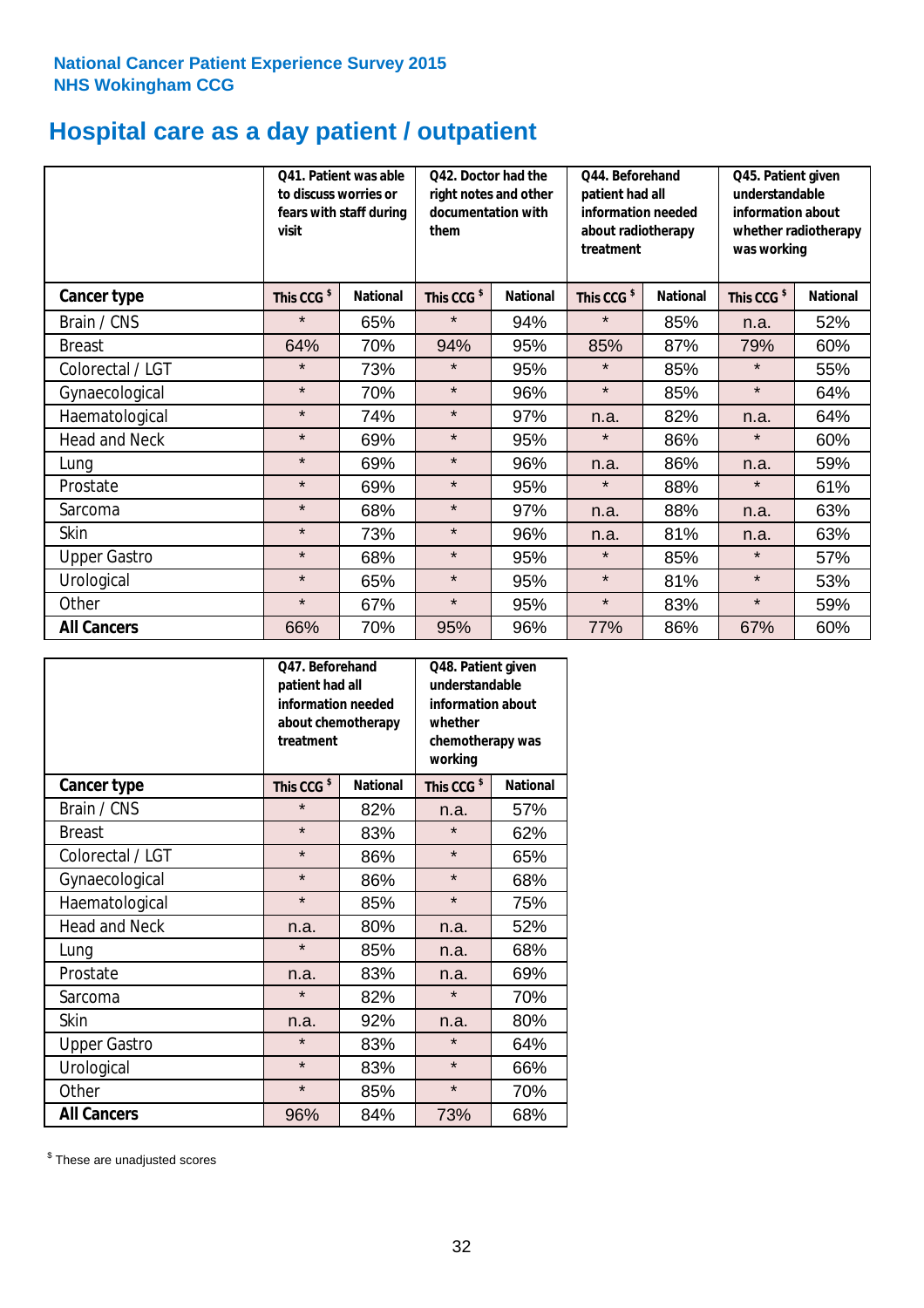National Cancer Patient Experience Survey 2015
NHS Wokingham CCG

# Hospital care as a day patient / outpatient

| | Q41. Patient was able to discuss worries or fears with staff during visit | | Q42. Doctor had the right notes and other documentation with them | | Q44. Beforehand patient had all information needed about radiotherapy treatment | | Q45. Patient given understandable information about whether radiotherapy was working | |
|---|---|---|---|---|---|---|---|---|
| **Cancer type** | **This CCG $** | **National** | **This CCG $** | **National** | **This CCG $** | **National** | **This CCG $** | **National** |
| Brain / CNS | * | 65% | * | 94% | * | 85% | n.a. | 52% |
| Breast | 64% | 70% | 94% | 95% | 85% | 87% | 79% | 60% |
| Colorectal / LGT | * | 73% | * | 95% | * | 85% | * | 55% |
| Gynaecological | * | 70% | * | 96% | * | 85% | * | 64% |
| Haematological | * | 74% | * | 97% | n.a. | 82% | n.a. | 64% |
| Head and Neck | * | 69% | * | 95% | * | 86% | * | 60% |
| Lung | * | 69% | * | 96% | n.a. | 86% | n.a. | 59% |
| Prostate | * | 69% | * | 95% | * | 88% | * | 61% |
| Sarcoma | * | 68% | * | 97% | n.a. | 88% | n.a. | 63% |
| Skin | * | 73% | * | 96% | n.a. | 81% | n.a. | 63% |
| Upper Gastro | * | 68% | * | 95% | * | 85% | * | 57% |
| Urological | * | 65% | * | 95% | * | 81% | * | 53% |
| Other | * | 67% | * | 95% | * | 83% | * | 59% |
| **All Cancers** | 66% | 70% | 95% | 96% | 77% | 86% | 67% | 60% |

| | Q47. Beforehand patient had all information needed about chemotherapy treatment | | Q48. Patient given understandable information about whether chemotherapy was working | |
|---|---|---|---|---|
| **Cancer type** | **This CCG $** | **National** | **This CCG $** | **National** |
| Brain / CNS | * | 82% | n.a. | 57% |
| Breast | * | 83% | * | 62% |
| Colorectal / LGT | * | 86% | * | 65% |
| Gynaecological | * | 86% | * | 68% |
| Haematological | * | 85% | * | 75% |
| Head and Neck | n.a. | 80% | n.a. | 52% |
| Lung | * | 85% | n.a. | 68% |
| Prostate | n.a. | 83% | n.a. | 69% |
| Sarcoma | * | 82% | * | 70% |
| Skin | n.a. | 92% | n.a. | 80% |
| Upper Gastro | * | 83% | * | 64% |
| Urological | * | 83% | * | 66% |
| Other | * | 85% | * | 70% |
| **All Cancers** | 96% | 84% | 73% | 68% |

$ These are unadjusted scores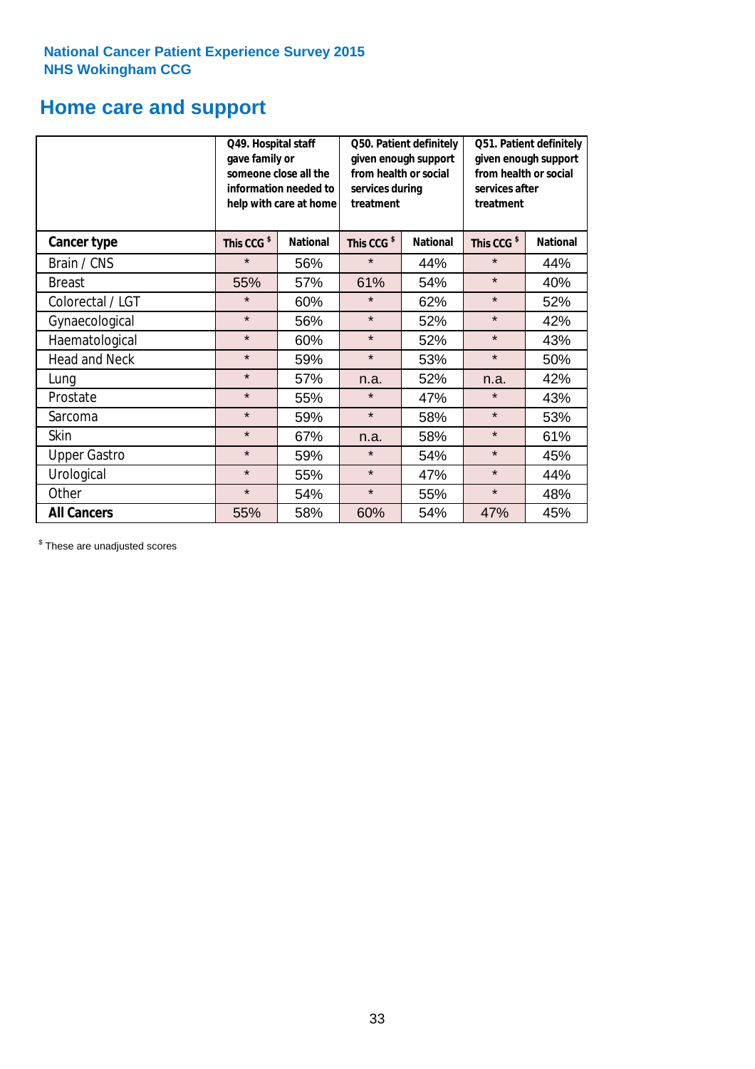National Cancer Patient Experience Survey 2015
NHS Wokingham CCG

## Home care and support

| | Q49. Hospital staff gave family or someone close all the information needed to help with care at home | | Q50. Patient definitely given enough support from health or social services during treatment | | Q51. Patient definitely given enough support from health or social services after treatment | |
|---|---|---|---|---|---|---|
| **Cancer type** | **This CCG $** | **National** | **This CCG $** | **National** | **This CCG $** | **National** |
| Brain / CNS | * | 56% | * | 44% | * | 44% |
| Breast | 55% | 57% | 61% | 54% | * | 40% |
| Colorectal / LGT | * | 60% | * | 62% | * | 52% |
| Gynaecological | * | 56% | * | 52% | * | 42% |
| Haematological | * | 60% | * | 52% | * | 43% |
| Head and Neck | * | 59% | * | 53% | * | 50% |
| Lung | * | 57% | n.a. | 52% | n.a. | 42% |
| Prostate | * | 55% | * | 47% | * | 43% |
| Sarcoma | * | 59% | * | 58% | * | 53% |
| Skin | * | 67% | n.a. | 58% | * | 61% |
| Upper Gastro | * | 59% | * | 54% | * | 45% |
| Urological | * | 55% | * | 47% | * | 44% |
| Other | * | 54% | * | 55% | * | 48% |
| **All Cancers** | 55% | 58% | 60% | 54% | 47% | 45% |

$ These are unadjusted scores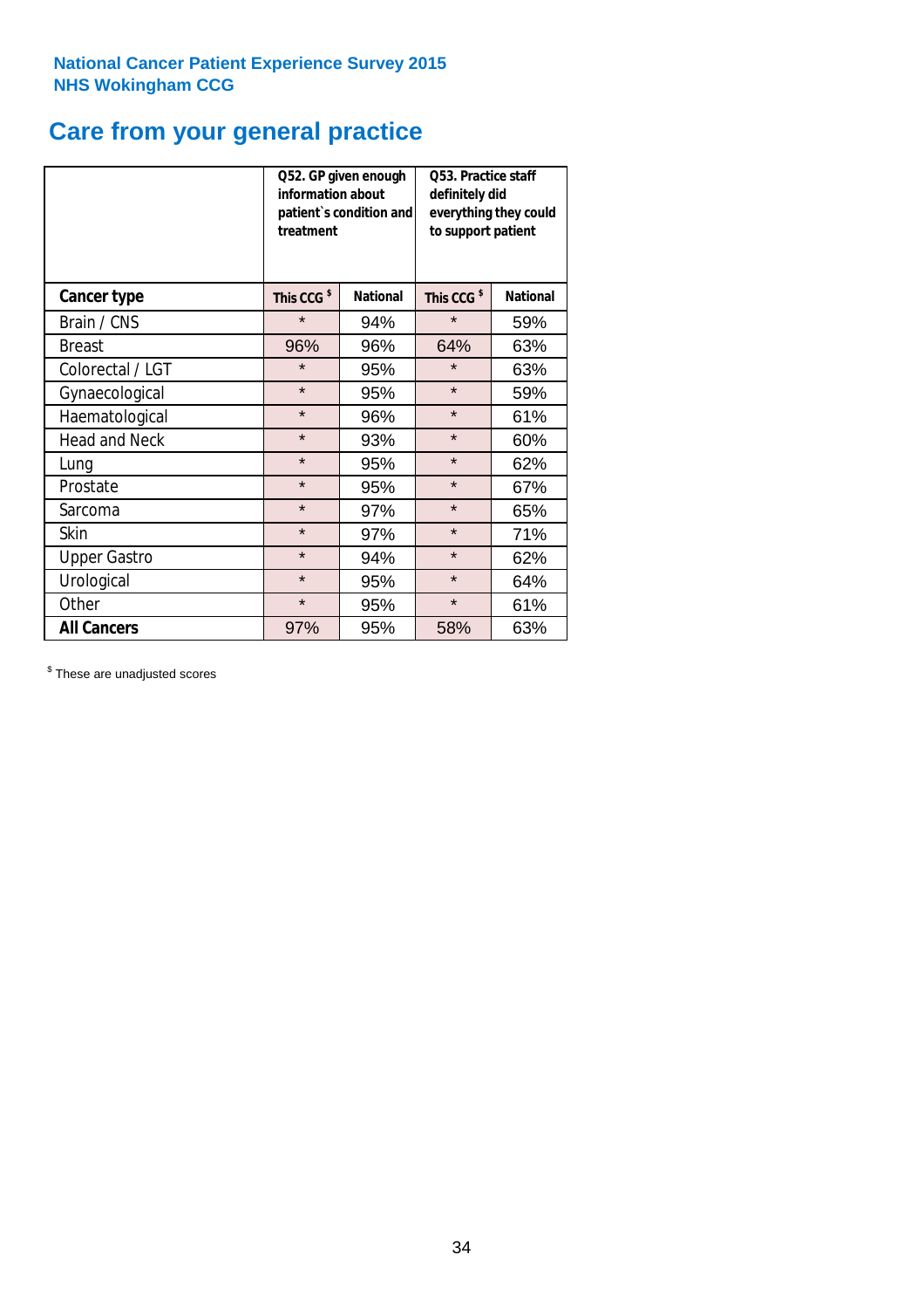National Cancer Patient Experience Survey 2015
NHS Wokingham CCG

# Care from your general practice

| | Q52. GP given enough information about patient`s condition and treatment | | Q53. Practice staff definitely did everything they could to support patient | |
|---|---|---|---|---|
| **Cancer type** | **This CCG $** | **National** | **This CCG $** | **National** |
| Brain / CNS | * | 94% | * | 59% |
| Breast | 96% | 96% | 64% | 63% |
| Colorectal / LGT | * | 95% | * | 63% |
| Gynaecological | * | 95% | * | 59% |
| Haematological | * | 96% | * | 61% |
| Head and Neck | * | 93% | * | 60% |
| Lung | * | 95% | * | 62% |
| Prostate | * | 95% | * | 67% |
| Sarcoma | * | 97% | * | 65% |
| Skin | * | 97% | * | 71% |
| Upper Gastro | * | 94% | * | 62% |
| Urological | * | 95% | * | 64% |
| Other | * | 95% | * | 61% |
| **All Cancers** | 97% | 95% | 58% | 63% |

$ These are unadjusted scores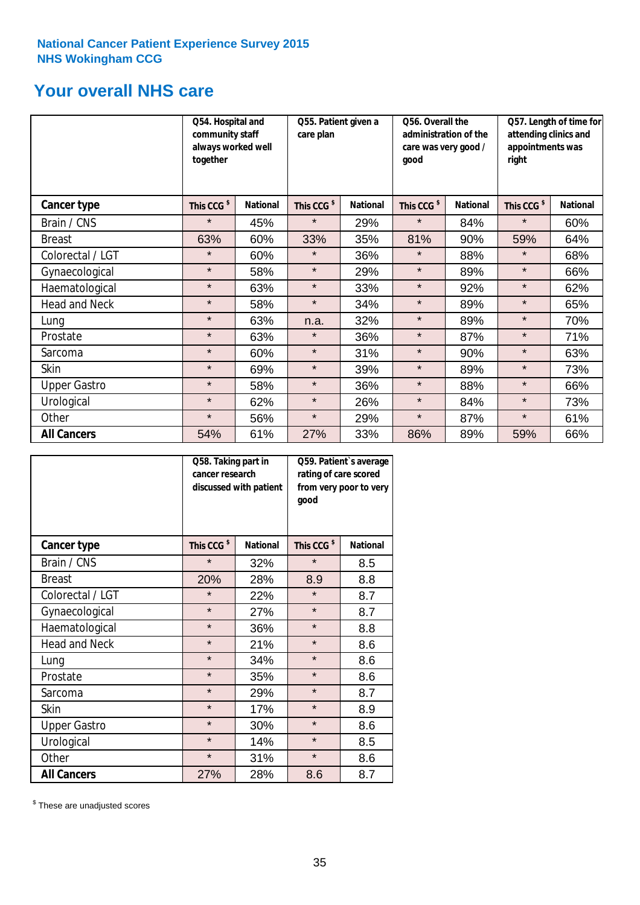National Cancer Patient Experience Survey 2015
NHS Wokingham CCG

# Your overall NHS care

| | Q54. Hospital and community staff always worked well together | | Q55. Patient given a care plan | | Q56. Overall the administration of the care was very good / good | | Q57. Length of time for attending clinics and appointments was right | |
|---|---|---|---|---|---|---|---|---|
| **Cancer type** | This CCG $ | National | This CCG $ | National | This CCG $ | National | This CCG $ | National |
| Brain / CNS | * | 45% | * | 29% | * | 84% | * | 60% |
| Breast | 63% | 60% | 33% | 35% | 81% | 90% | 59% | 64% |
| Colorectal / LGT | * | 60% | * | 36% | * | 88% | * | 68% |
| Gynaecological | * | 58% | * | 29% | * | 89% | * | 66% |
| Haematological | * | 63% | * | 33% | * | 92% | * | 62% |
| Head and Neck | * | 58% | * | 34% | * | 89% | * | 65% |
| Lung | * | 63% | n.a. | 32% | * | 89% | * | 70% |
| Prostate | * | 63% | * | 36% | * | 87% | * | 71% |
| Sarcoma | * | 60% | * | 31% | * | 90% | * | 63% |
| Skin | * | 69% | * | 39% | * | 89% | * | 73% |
| Upper Gastro | * | 58% | * | 36% | * | 88% | * | 66% |
| Urological | * | 62% | * | 26% | * | 84% | * | 73% |
| Other | * | 56% | * | 29% | * | 87% | * | 61% |
| **All Cancers** | 54% | 61% | 27% | 33% | 86% | 89% | 59% | 66% |

| | Q58. Taking part in cancer research discussed with patient | | Q59. Patient`s average rating of care scored from very poor to very good | |
|---|---|---|---|---|
| **Cancer type** | This CCG $ | National | This CCG $ | National |
| Brain / CNS | * | 32% | * | 8.5 |
| Breast | 20% | 28% | 8.9 | 8.8 |
| Colorectal / LGT | * | 22% | * | 8.7 |
| Gynaecological | * | 27% | * | 8.7 |
| Haematological | * | 36% | * | 8.8 |
| Head and Neck | * | 21% | * | 8.6 |
| Lung | * | 34% | * | 8.6 |
| Prostate | * | 35% | * | 8.6 |
| Sarcoma | * | 29% | * | 8.7 |
| Skin | * | 17% | * | 8.9 |
| Upper Gastro | * | 30% | * | 8.6 |
| Urological | * | 14% | * | 8.5 |
| Other | * | 31% | * | 8.6 |
| **All Cancers** | 27% | 28% | 8.6 | 8.7 |

$ These are unadjusted scores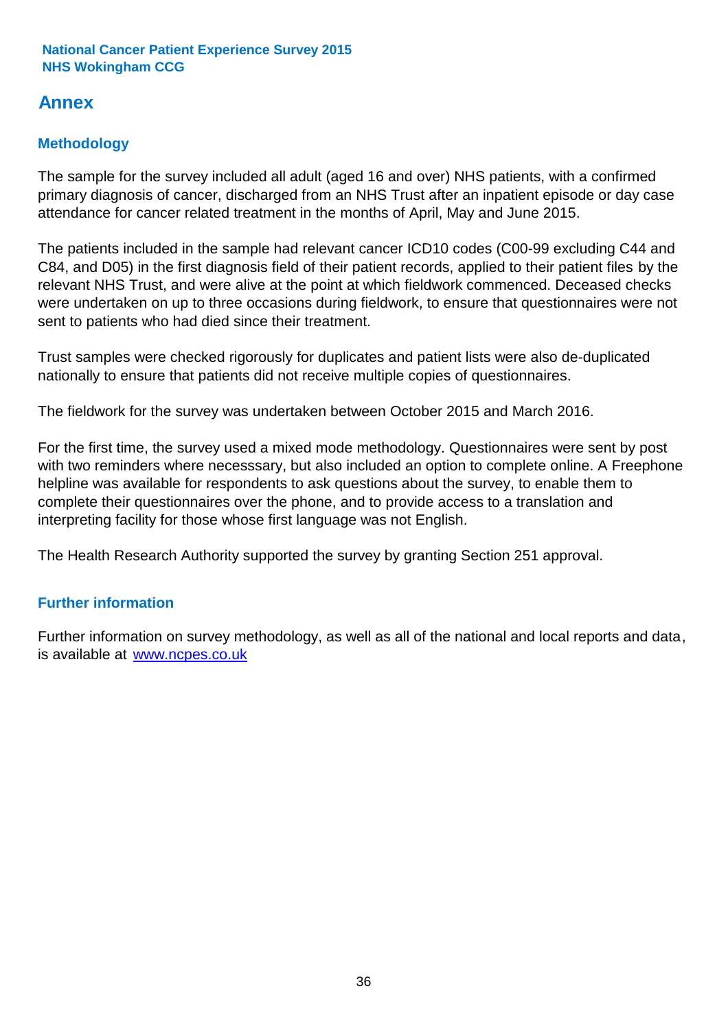# Annex

## Methodology

The sample for the survey included all adult (aged 16 and over) NHS patients, with a confirmed primary diagnosis of cancer, discharged from an NHS Trust after an inpatient episode or day case attendance for cancer related treatment in the months of April, May and June 2015.

The patients included in the sample had relevant cancer ICD10 codes (C00-99 excluding C44 and C84, and D05) in the first diagnosis field of their patient records, applied to their patient files by the relevant NHS Trust, and were alive at the point at which fieldwork commenced. Deceased checks were undertaken on up to three occasions during fieldwork, to ensure that questionnaires were not sent to patients who had died since their treatment.

Trust samples were checked rigorously for duplicates and patient lists were also de-duplicated nationally to ensure that patients did not receive multiple copies of questionnaires.

The fieldwork for the survey was undertaken between October 2015 and March 2016.

For the first time, the survey used a mixed mode methodology. Questionnaires were sent by post with two reminders where necesssary, but also included an option to complete online. A Freephone helpline was available for respondents to ask questions about the survey, to enable them to complete their questionnaires over the phone, and to provide access to a translation and interpreting facility for those whose first language was not English.

The Health Research Authority supported the survey by granting Section 251 approval.

## Further information

Further information on survey methodology, as well as all of the national and local reports and data, is available at [www.ncpes.co.uk](http://www.ncpes.co.uk)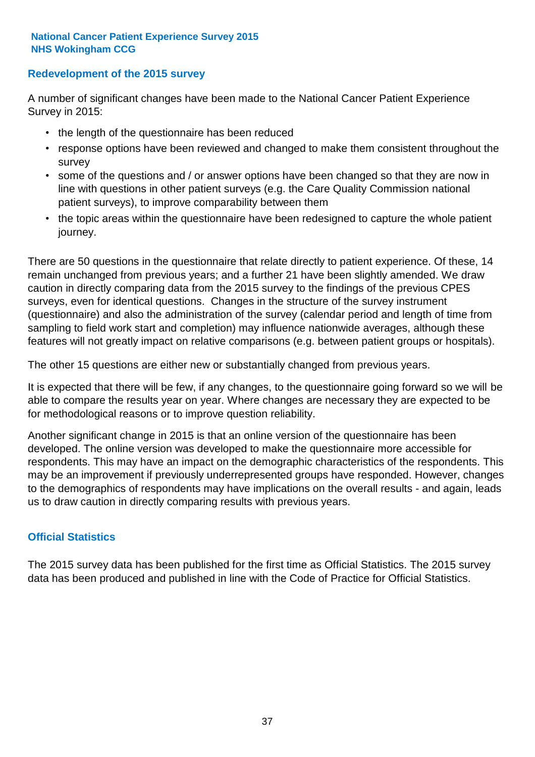## Redevelopment of the 2015 survey

A number of significant changes have been made to the National Cancer Patient Experience Survey in 2015:

- the length of the questionnaire has been reduced
- response options have been reviewed and changed to make them consistent throughout the survey
- some of the questions and / or answer options have been changed so that they are now in line with questions in other patient surveys (e.g. the Care Quality Commission national patient surveys), to improve comparability between them
- the topic areas within the questionnaire have been redesigned to capture the whole patient journey.

There are 50 questions in the questionnaire that relate directly to patient experience. Of these, 14 remain unchanged from previous years; and a further 21 have been slightly amended. We draw caution in directly comparing data from the 2015 survey to the findings of the previous CPES surveys, even for identical questions. Changes in the structure of the survey instrument (questionnaire) and also the administration of the survey (calendar period and length of time from sampling to field work start and completion) may influence nationwide averages, although these features will not greatly impact on relative comparisons (e.g. between patient groups or hospitals).

The other 15 questions are either new or substantially changed from previous years.

It is expected that there will be few, if any changes, to the questionnaire going forward so we will be able to compare the results year on year. Where changes are necessary they are expected to be for methodological reasons or to improve question reliability.

Another significant change in 2015 is that an online version of the questionnaire has been developed. The online version was developed to make the questionnaire more accessible for respondents. This may have an impact on the demographic characteristics of the respondents. This may be an improvement if previously underrepresented groups have responded. However, changes to the demographics of respondents may have implications on the overall results - and again, leads us to draw caution in directly comparing results with previous years.

## Official Statistics

The 2015 survey data has been published for the first time as Official Statistics. The 2015 survey data has been produced and published in line with the Code of Practice for Official Statistics.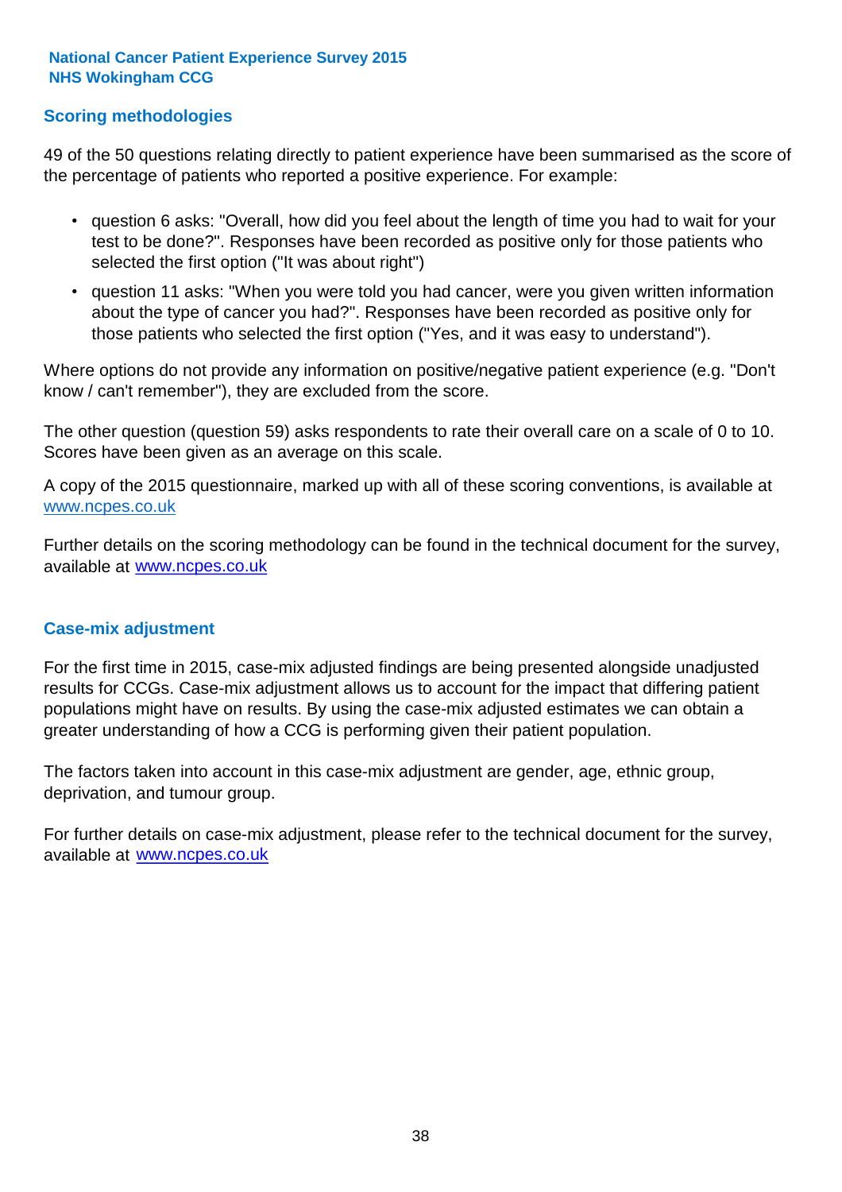## Scoring methodologies

49 of the 50 questions relating directly to patient experience have been summarised as the score of the percentage of patients who reported a positive experience. For example:

- question 6 asks: "Overall, how did you feel about the length of time you had to wait for your test to be done?". Responses have been recorded as positive only for those patients who selected the first option ("It was about right")
- question 11 asks: "When you were told you had cancer, were you given written information about the type of cancer you had?". Responses have been recorded as positive only for those patients who selected the first option ("Yes, and it was easy to understand").

Where options do not provide any information on positive/negative patient experience (e.g. "Don't know / can't remember"), they are excluded from the score.

The other question (question 59) asks respondents to rate their overall care on a scale of 0 to 10. Scores have been given as an average on this scale.

A copy of the 2015 questionnaire, marked up with all of these scoring conventions, is available at www.ncpes.co.uk

Further details on the scoring methodology can be found in the technical document for the survey, available at www.ncpes.co.uk

## Case-mix adjustment

For the first time in 2015, case-mix adjusted findings are being presented alongside unadjusted results for CCGs. Case-mix adjustment allows us to account for the impact that differing patient populations might have on results. By using the case-mix adjusted estimates we can obtain a greater understanding of how a CCG is performing given their patient population.

The factors taken into account in this case-mix adjustment are gender, age, ethnic group, deprivation, and tumour group.

For further details on case-mix adjustment, please refer to the technical document for the survey, available at www.ncpes.co.uk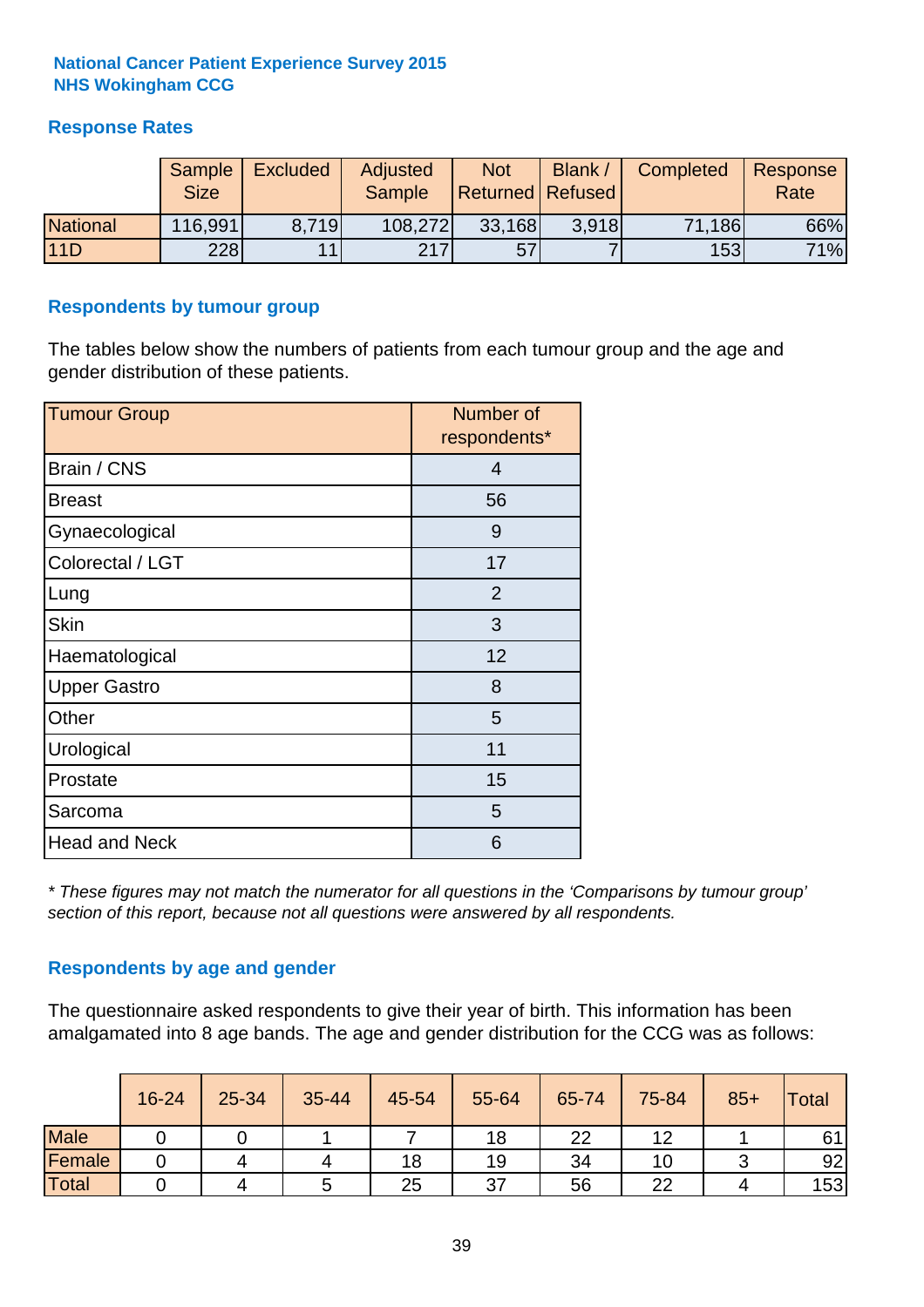**National Cancer Patient Experience Survey 2015**
**NHS Wokingham CCG**

## Response Rates

| | Sample Size | Excluded | Adjusted Sample | Not Returned | Blank / Refused | Completed | Response Rate |
|---|---|---|---|---|---|---|---|
| National | 116,991 | 8,719 | 108,272 | 33,168 | 3,918 | 71,186 | 66% |
| 11D | 228 | 11 | 217 | 57 | 7 | 153 | 71% |

## Respondents by tumour group

The tables below show the numbers of patients from each tumour group and the age and gender distribution of these patients.

| Tumour Group | Number of respondents* |
|---|---|
| Brain / CNS | 4 |
| Breast | 56 |
| Gynaecological | 9 |
| Colorectal / LGT | 17 |
| Lung | 2 |
| Skin | 3 |
| Haematological | 12 |
| Upper Gastro | 8 |
| Other | 5 |
| Urological | 11 |
| Prostate | 15 |
| Sarcoma | 5 |
| Head and Neck | 6 |

*\* These figures may not match the numerator for all questions in the 'Comparisons by tumour group' section of this report, because not all questions were answered by all respondents.*

## Respondents by age and gender

The questionnaire asked respondents to give their year of birth. This information has been amalgamated into 8 age bands. The age and gender distribution for the CCG was as follows:

| | 16-24 | 25-34 | 35-44 | 45-54 | 55-64 | 65-74 | 75-84 | 85+ | Total |
|---|---|---|---|---|---|---|---|---|---|
| Male | 0 | 0 | 1 | 7 | 18 | 22 | 12 | 1 | 61 |
| Female | 0 | 4 | 4 | 18 | 19 | 34 | 10 | 3 | 92 |
| Total | 0 | 4 | 5 | 25 | 37 | 56 | 22 | 4 | 153 |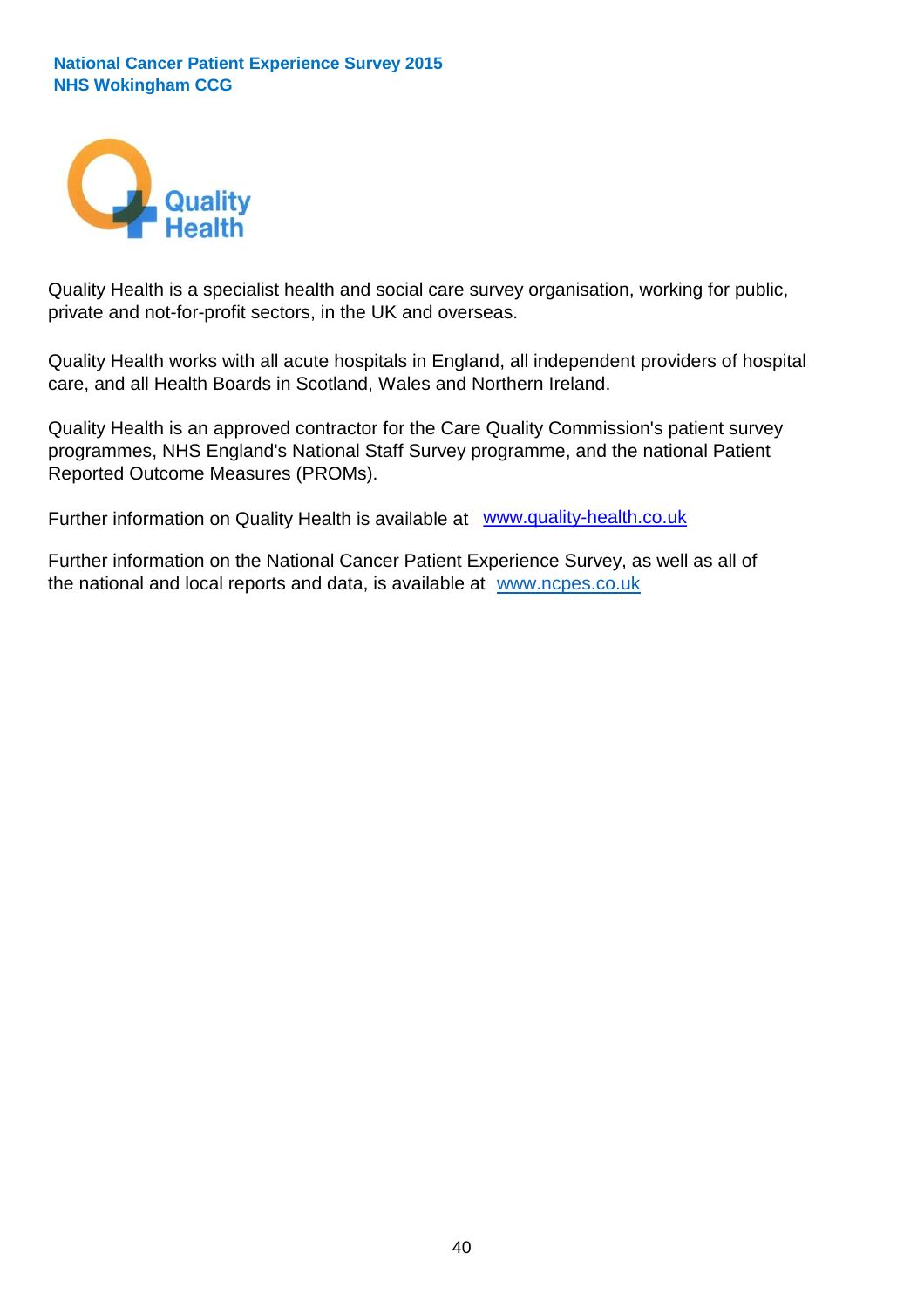Quality Health is a specialist health and social care survey organisation, working for public, private and not-for-profit sectors, in the UK and overseas.

Quality Health works with all acute hospitals in England, all independent providers of hospital care, and all Health Boards in Scotland, Wales and Northern Ireland.

Quality Health is an approved contractor for the Care Quality Commission's patient survey programmes, NHS England's National Staff Survey programme, and the national Patient Reported Outcome Measures (PROMs).

Further information on Quality Health is available at www.quality-health.co.uk

Further information on the National Cancer Patient Experience Survey, as well as all of the national and local reports and data, is available at www.ncpes.co.uk